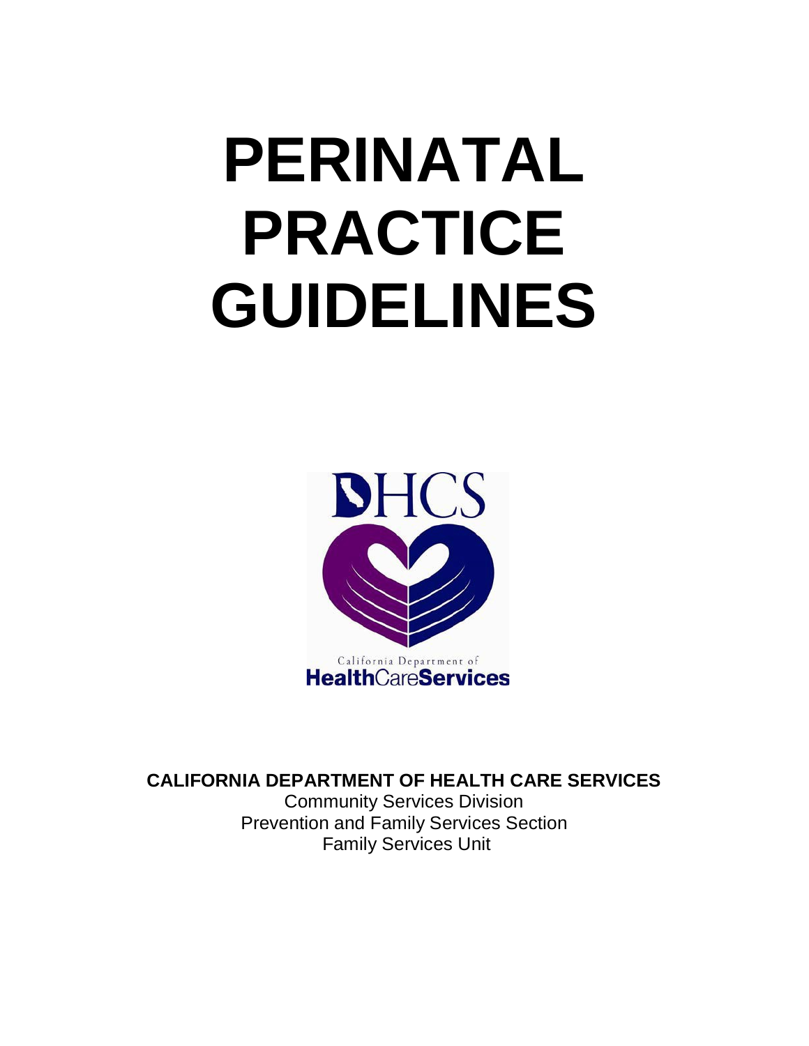# PERINATAL PRACTICE GUIDELINES

DHCS

California Department of
HealthCareServices

**CALIFORNIA DEPARTMENT OF HEALTH CARE SERVICES**

Community Services Division
Prevention and Family Services Section
Family Services Unit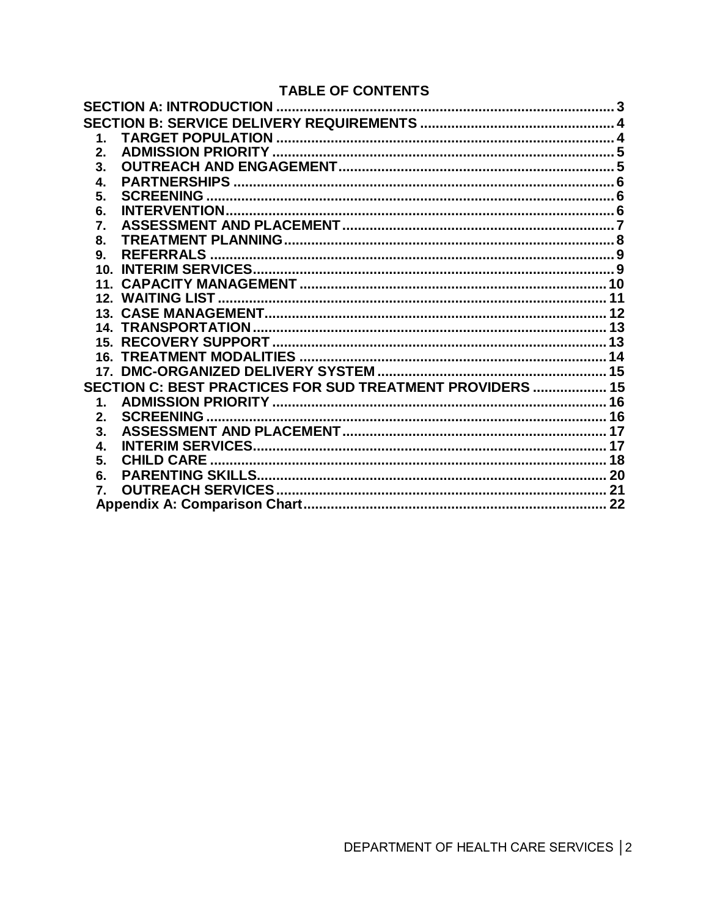## TABLE OF CONTENTS

SECTION A: INTRODUCTION .......... 3

SECTION B: SERVICE DELIVERY REQUIREMENTS .......... 4

1. TARGET POPULATION .......... 4
2. ADMISSION PRIORITY .......... 5
3. OUTREACH AND ENGAGEMENT .......... 5
4. PARTNERSHIPS .......... 6
5. SCREENING .......... 6
6. INTERVENTION .......... 6
7. ASSESSMENT AND PLACEMENT .......... 7
8. TREATMENT PLANNING .......... 8
9. REFERRALS .......... 9
10. INTERIM SERVICES .......... 9
11. CAPACITY MANAGEMENT .......... 10
12. WAITING LIST .......... 11
13. CASE MANAGEMENT .......... 12
14. TRANSPORTATION .......... 13
15. RECOVERY SUPPORT .......... 13
16. TREATMENT MODALITIES .......... 14
17. DMC-ORGANIZED DELIVERY SYSTEM .......... 15

SECTION C: BEST PRACTICES FOR SUD TREATMENT PROVIDERS .......... 15

1. ADMISSION PRIORITY .......... 16
2. SCREENING .......... 16
3. ASSESSMENT AND PLACEMENT .......... 17
4. INTERIM SERVICES .......... 17
5. CHILD CARE .......... 18
6. PARENTING SKILLS .......... 20
7. OUTREACH SERVICES .......... 21

Appendix A: Comparison Chart .......... 22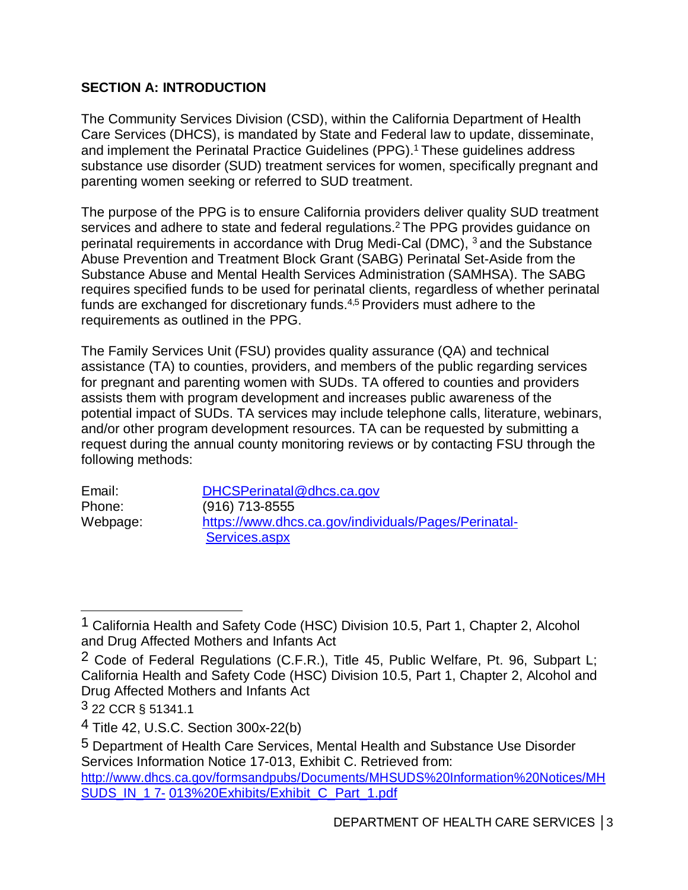## SECTION A: INTRODUCTION

The Community Services Division (CSD), within the California Department of Health Care Services (DHCS), is mandated by State and Federal law to update, disseminate, and implement the Perinatal Practice Guidelines (PPG).[1] These guidelines address substance use disorder (SUD) treatment services for women, specifically pregnant and parenting women seeking or referred to SUD treatment.

The purpose of the PPG is to ensure California providers deliver quality SUD treatment services and adhere to state and federal regulations.[2] The PPG provides guidance on perinatal requirements in accordance with Drug Medi-Cal (DMC), [3] and the Substance Abuse Prevention and Treatment Block Grant (SABG) Perinatal Set-Aside from the Substance Abuse and Mental Health Services Administration (SAMHSA). The SABG requires specified funds to be used for perinatal clients, regardless of whether perinatal funds are exchanged for discretionary funds.[4,5] Providers must adhere to the requirements as outlined in the PPG.

The Family Services Unit (FSU) provides quality assurance (QA) and technical assistance (TA) to counties, providers, and members of the public regarding services for pregnant and parenting women with SUDs. TA offered to counties and providers assists them with program development and increases public awareness of the potential impact of SUDs. TA services may include telephone calls, literature, webinars, and/or other program development resources. TA can be requested by submitting a request during the annual county monitoring reviews or by contacting FSU through the following methods:

Email: DHCSPerinatal@dhcs.ca.gov
Phone: (916) 713-8555
Webpage: https://www.dhcs.ca.gov/individuals/Pages/Perinatal-Services.aspx

---

[1] California Health and Safety Code (HSC) Division 10.5, Part 1, Chapter 2, Alcohol and Drug Affected Mothers and Infants Act

[2] Code of Federal Regulations (C.F.R.), Title 45, Public Welfare, Pt. 96, Subpart L; California Health and Safety Code (HSC) Division 10.5, Part 1, Chapter 2, Alcohol and Drug Affected Mothers and Infants Act

[3] 22 CCR § 51341.1

[4] Title 42, U.S.C. Section 300x-22(b)

[5] Department of Health Care Services, Mental Health and Substance Use Disorder Services Information Notice 17-013, Exhibit C. Retrieved from: http://www.dhcs.ca.gov/formsandpubs/Documents/MHSUDS%20Information%20Notices/MHSUDS_IN_17-013%20Exhibits/Exhibit_C_Part_1.pdf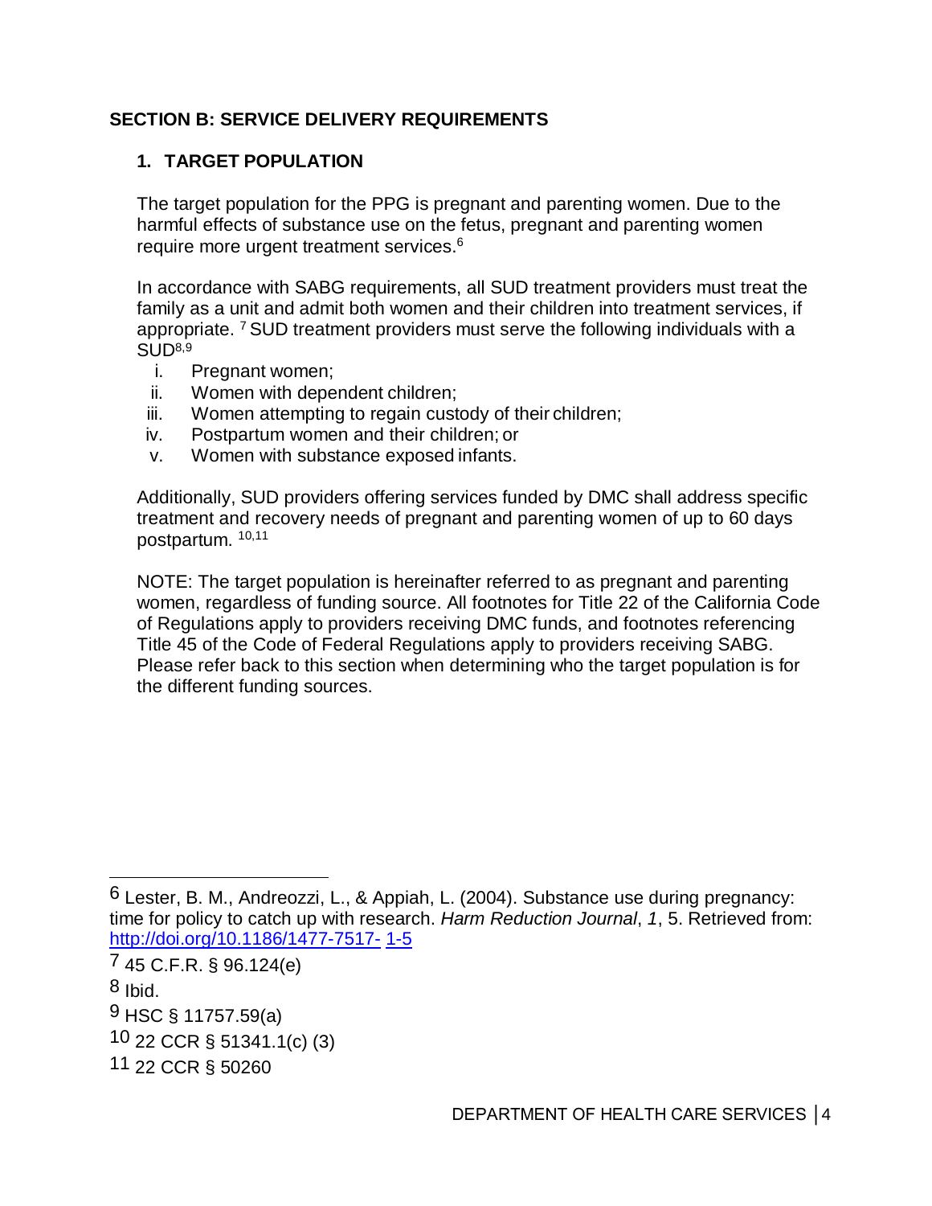## SECTION B: SERVICE DELIVERY REQUIREMENTS

### 1. TARGET POPULATION

The target population for the PPG is pregnant and parenting women. Due to the harmful effects of substance use on the fetus, pregnant and parenting women require more urgent treatment services.[6]

In accordance with SABG requirements, all SUD treatment providers must treat the family as a unit and admit both women and their children into treatment services, if appropriate. [7] SUD treatment providers must serve the following individuals with a SUD[8,9]

i. Pregnant women;
ii. Women with dependent children;
iii. Women attempting to regain custody of their children;
iv. Postpartum women and their children; or
v. Women with substance exposed infants.

Additionally, SUD providers offering services funded by DMC shall address specific treatment and recovery needs of pregnant and parenting women of up to 60 days postpartum. [10,11]

NOTE: The target population is hereinafter referred to as pregnant and parenting women, regardless of funding source. All footnotes for Title 22 of the California Code of Regulations apply to providers receiving DMC funds, and footnotes referencing Title 45 of the Code of Federal Regulations apply to providers receiving SABG. Please refer back to this section when determining who the target population is for the different funding sources.

---

6 Lester, B. M., Andreozzi, L., & Appiah, L. (2004). Substance use during pregnancy: time for policy to catch up with research. *Harm Reduction Journal*, *1*, 5. Retrieved from: http://doi.org/10.1186/1477-7517- 1-5

7 45 C.F.R. § 96.124(e)

8 Ibid.

9 HSC § 11757.59(a)

10 22 CCR § 51341.1(c) (3)

11 22 CCR § 50260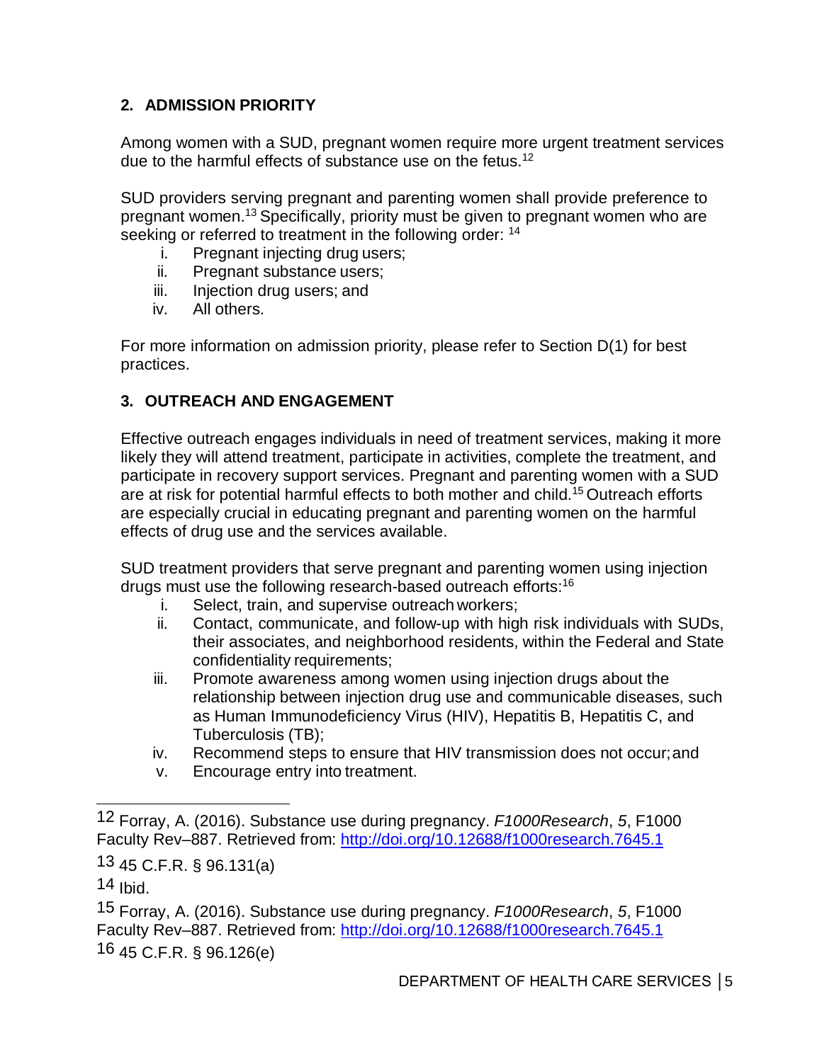## 2. ADMISSION PRIORITY

Among women with a SUD, pregnant women require more urgent treatment services due to the harmful effects of substance use on the fetus.[12]

SUD providers serving pregnant and parenting women shall provide preference to pregnant women.[13] Specifically, priority must be given to pregnant women who are seeking or referred to treatment in the following order: [14]

i. Pregnant injecting drug users;
ii. Pregnant substance users;
iii. Injection drug users; and
iv. All others.

For more information on admission priority, please refer to Section D(1) for best practices.

## 3. OUTREACH AND ENGAGEMENT

Effective outreach engages individuals in need of treatment services, making it more likely they will attend treatment, participate in activities, complete the treatment, and participate in recovery support services. Pregnant and parenting women with a SUD are at risk for potential harmful effects to both mother and child.[15] Outreach efforts are especially crucial in educating pregnant and parenting women on the harmful effects of drug use and the services available.

SUD treatment providers that serve pregnant and parenting women using injection drugs must use the following research-based outreach efforts:[16]

i. Select, train, and supervise outreach workers;
ii. Contact, communicate, and follow-up with high risk individuals with SUDs, their associates, and neighborhood residents, within the Federal and State confidentiality requirements;
iii. Promote awareness among women using injection drugs about the relationship between injection drug use and communicable diseases, such as Human Immunodeficiency Virus (HIV), Hepatitis B, Hepatitis C, and Tuberculosis (TB);
iv. Recommend steps to ensure that HIV transmission does not occur; and
v. Encourage entry into treatment.

---

12 Forray, A. (2016). Substance use during pregnancy. *F1000Research*, *5*, F1000 Faculty Rev–887. Retrieved from: http://doi.org/10.12688/f1000research.7645.1

13 45 C.F.R. § 96.131(a)

14 Ibid.

15 Forray, A. (2016). Substance use during pregnancy. *F1000Research*, *5*, F1000 Faculty Rev–887. Retrieved from: http://doi.org/10.12688/f1000research.7645.1

16 45 C.F.R. § 96.126(e)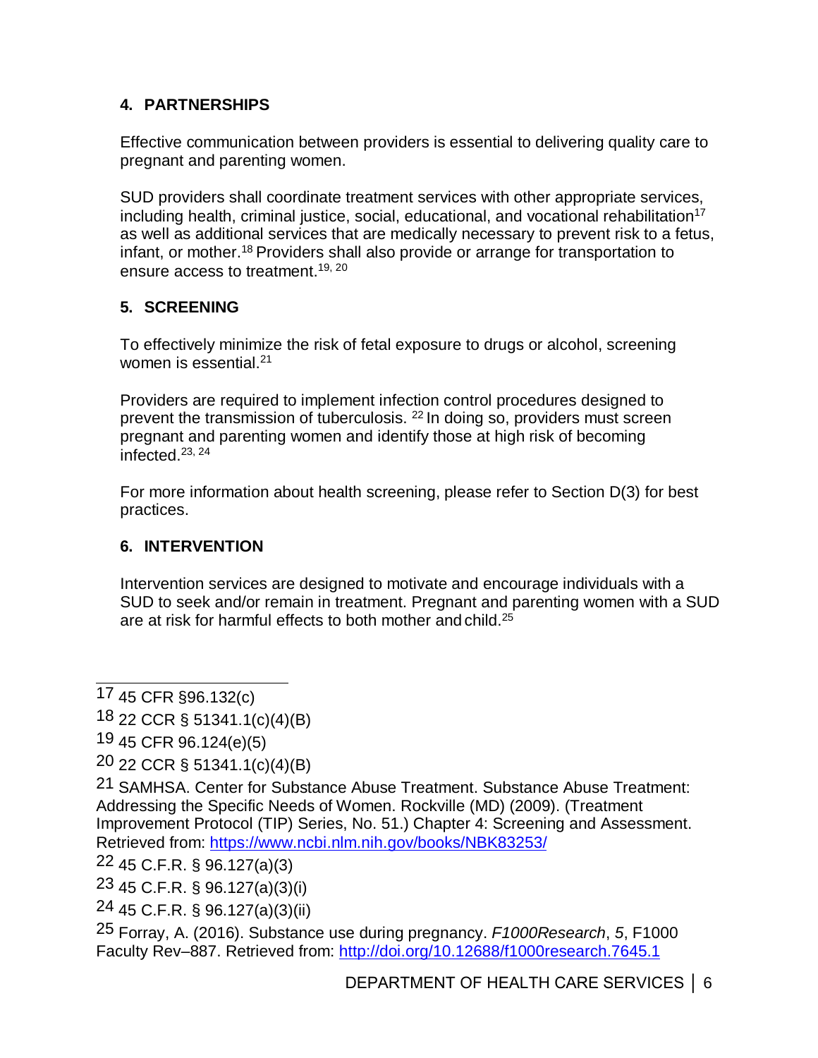## 4. PARTNERSHIPS

Effective communication between providers is essential to delivering quality care to pregnant and parenting women.

SUD providers shall coordinate treatment services with other appropriate services, including health, criminal justice, social, educational, and vocational rehabilitation[17] as well as additional services that are medically necessary to prevent risk to a fetus, infant, or mother.[18] Providers shall also provide or arrange for transportation to ensure access to treatment.[19, 20]

## 5. SCREENING

To effectively minimize the risk of fetal exposure to drugs or alcohol, screening women is essential.[21]

Providers are required to implement infection control procedures designed to prevent the transmission of tuberculosis. [22] In doing so, providers must screen pregnant and parenting women and identify those at high risk of becoming infected.[23, 24]

For more information about health screening, please refer to Section D(3) for best practices.

## 6. INTERVENTION

Intervention services are designed to motivate and encourage individuals with a SUD to seek and/or remain in treatment. Pregnant and parenting women with a SUD are at risk for harmful effects to both mother and child.[25]

---

17 45 CFR §96.132(c)

18 22 CCR § 51341.1(c)(4)(B)

19 45 CFR 96.124(e)(5)

20 22 CCR § 51341.1(c)(4)(B)

21 SAMHSA. Center for Substance Abuse Treatment. Substance Abuse Treatment: Addressing the Specific Needs of Women. Rockville (MD) (2009). (Treatment Improvement Protocol (TIP) Series, No. 51.) Chapter 4: Screening and Assessment. Retrieved from: https://www.ncbi.nlm.nih.gov/books/NBK83253/

22 45 C.F.R. § 96.127(a)(3)

23 45 C.F.R. § 96.127(a)(3)(i)

24 45 C.F.R. § 96.127(a)(3)(ii)

25 Forray, A. (2016). Substance use during pregnancy. *F1000Research*, *5*, F1000 Faculty Rev–887. Retrieved from: http://doi.org/10.12688/f1000research.7645.1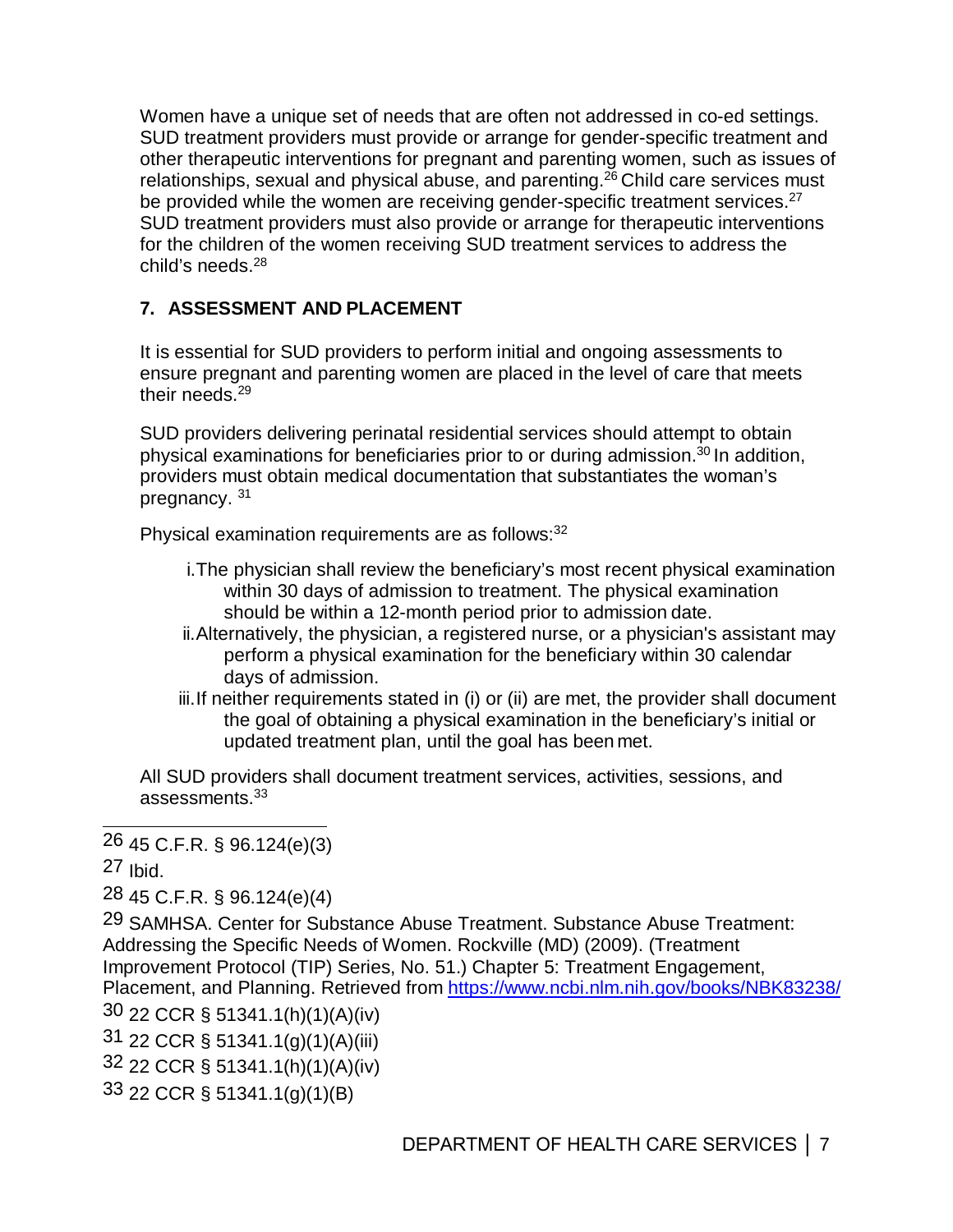Women have a unique set of needs that are often not addressed in co-ed settings. SUD treatment providers must provide or arrange for gender-specific treatment and other therapeutic interventions for pregnant and parenting women, such as issues of relationships, sexual and physical abuse, and parenting.[26] Child care services must be provided while the women are receiving gender-specific treatment services.[27] SUD treatment providers must also provide or arrange for therapeutic interventions for the children of the women receiving SUD treatment services to address the child's needs.[28]

## 7. ASSESSMENT AND PLACEMENT

It is essential for SUD providers to perform initial and ongoing assessments to ensure pregnant and parenting women are placed in the level of care that meets their needs.[29]

SUD providers delivering perinatal residential services should attempt to obtain physical examinations for beneficiaries prior to or during admission.[30] In addition, providers must obtain medical documentation that substantiates the woman's pregnancy.[31]

Physical examination requirements are as follows:[32]

i. The physician shall review the beneficiary's most recent physical examination within 30 days of admission to treatment. The physical examination should be within a 12-month period prior to admission date.

ii. Alternatively, the physician, a registered nurse, or a physician's assistant may perform a physical examination for the beneficiary within 30 calendar days of admission.

iii. If neither requirements stated in (i) or (ii) are met, the provider shall document the goal of obtaining a physical examination in the beneficiary's initial or updated treatment plan, until the goal has been met.

All SUD providers shall document treatment services, activities, sessions, and assessments.[33]

---

26 45 C.F.R. § 96.124(e)(3)

27 Ibid.

28 45 C.F.R. § 96.124(e)(4)

29 SAMHSA. Center for Substance Abuse Treatment. Substance Abuse Treatment: Addressing the Specific Needs of Women. Rockville (MD) (2009). (Treatment Improvement Protocol (TIP) Series, No. 51.) Chapter 5: Treatment Engagement, Placement, and Planning. Retrieved from https://www.ncbi.nlm.nih.gov/books/NBK83238/

30 22 CCR § 51341.1(h)(1)(A)(iv)

31 22 CCR § 51341.1(g)(1)(A)(iii)

32 22 CCR § 51341.1(h)(1)(A)(iv)

33 22 CCR § 51341.1(g)(1)(B)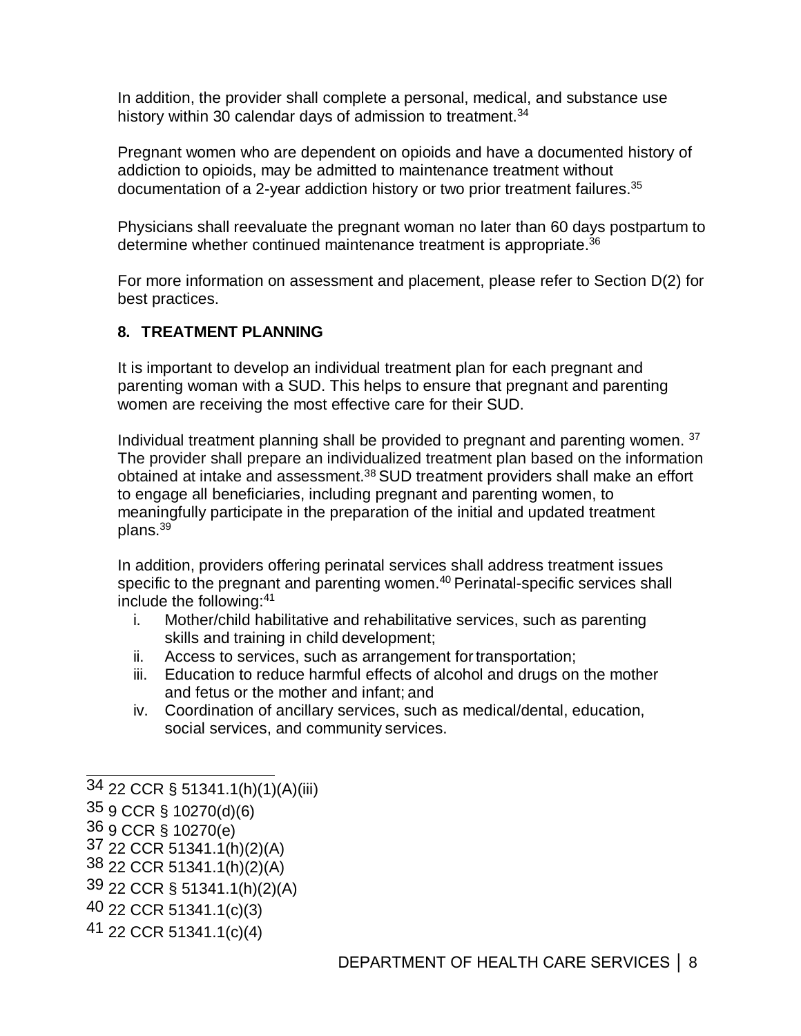In addition, the provider shall complete a personal, medical, and substance use history within 30 calendar days of admission to treatment.[34]

Pregnant women who are dependent on opioids and have a documented history of addiction to opioids, may be admitted to maintenance treatment without documentation of a 2-year addiction history or two prior treatment failures.[35]

Physicians shall reevaluate the pregnant woman no later than 60 days postpartum to determine whether continued maintenance treatment is appropriate.[36]

For more information on assessment and placement, please refer to Section D(2) for best practices.

## 8. TREATMENT PLANNING

It is important to develop an individual treatment plan for each pregnant and parenting woman with a SUD. This helps to ensure that pregnant and parenting women are receiving the most effective care for their SUD.

Individual treatment planning shall be provided to pregnant and parenting women. [37] The provider shall prepare an individualized treatment plan based on the information obtained at intake and assessment.[38] SUD treatment providers shall make an effort to engage all beneficiaries, including pregnant and parenting women, to meaningfully participate in the preparation of the initial and updated treatment plans.[39]

In addition, providers offering perinatal services shall address treatment issues specific to the pregnant and parenting women.[40] Perinatal-specific services shall include the following:[41]

i. Mother/child habilitative and rehabilitative services, such as parenting skills and training in child development;
ii. Access to services, such as arrangement for transportation;
iii. Education to reduce harmful effects of alcohol and drugs on the mother and fetus or the mother and infant; and
iv. Coordination of ancillary services, such as medical/dental, education, social services, and community services.

---

34 22 CCR § 51341.1(h)(1)(A)(iii)

35 9 CCR § 10270(d)(6)

36 9 CCR § 10270(e)

37 22 CCR 51341.1(h)(2)(A)

38 22 CCR 51341.1(h)(2)(A)

39 22 CCR § 51341.1(h)(2)(A)

40 22 CCR 51341.1(c)(3)

41 22 CCR 51341.1(c)(4)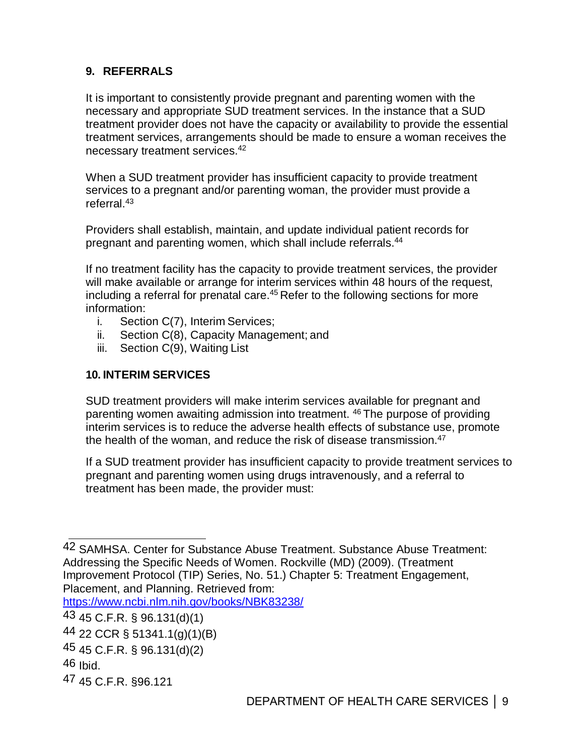## 9. REFERRALS

It is important to consistently provide pregnant and parenting women with the necessary and appropriate SUD treatment services. In the instance that a SUD treatment provider does not have the capacity or availability to provide the essential treatment services, arrangements should be made to ensure a woman receives the necessary treatment services.[42]

When a SUD treatment provider has insufficient capacity to provide treatment services to a pregnant and/or parenting woman, the provider must provide a referral.[43]

Providers shall establish, maintain, and update individual patient records for pregnant and parenting women, which shall include referrals.[44]

If no treatment facility has the capacity to provide treatment services, the provider will make available or arrange for interim services within 48 hours of the request, including a referral for prenatal care.[45] Refer to the following sections for more information:

i. Section C(7), Interim Services;
ii. Section C(8), Capacity Management; and
iii. Section C(9), Waiting List

## 10. INTERIM SERVICES

SUD treatment providers will make interim services available for pregnant and parenting women awaiting admission into treatment. [46] The purpose of providing interim services is to reduce the adverse health effects of substance use, promote the health of the woman, and reduce the risk of disease transmission.[47]

If a SUD treatment provider has insufficient capacity to provide treatment services to pregnant and parenting women using drugs intravenously, and a referral to treatment has been made, the provider must:

---

42 SAMHSA. Center for Substance Abuse Treatment. Substance Abuse Treatment: Addressing the Specific Needs of Women. Rockville (MD) (2009). (Treatment Improvement Protocol (TIP) Series, No. 51.) Chapter 5: Treatment Engagement, Placement, and Planning. Retrieved from: https://www.ncbi.nlm.nih.gov/books/NBK83238/

43 45 C.F.R. § 96.131(d)(1)

44 22 CCR § 51341.1(g)(1)(B)

45 45 C.F.R. § 96.131(d)(2)

46 Ibid.

47 45 C.F.R. §96.121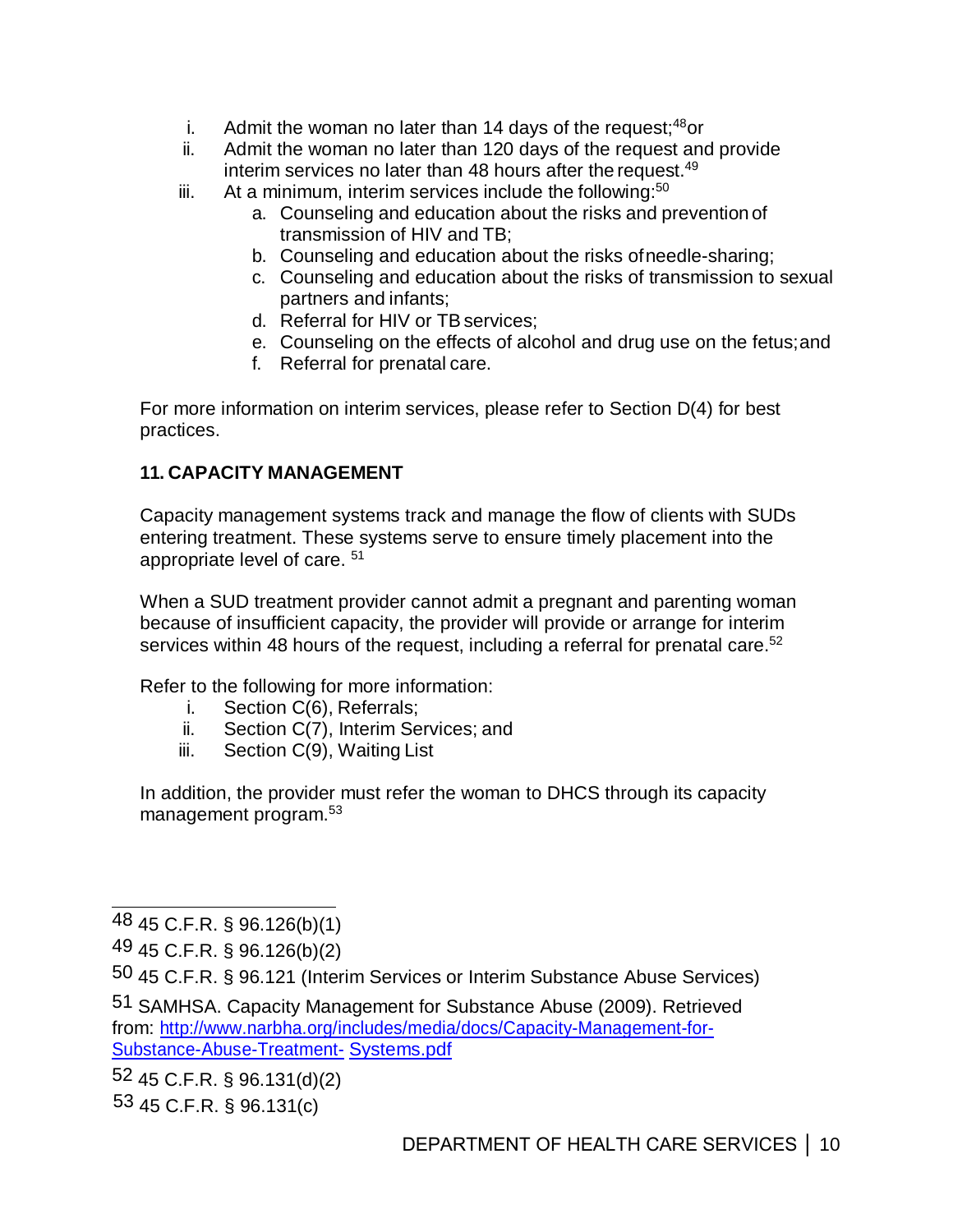i. Admit the woman no later than 14 days of the request;[48] or
ii. Admit the woman no later than 120 days of the request and provide interim services no later than 48 hours after the request.[49]
iii. At a minimum, interim services include the following:[50]
    a. Counseling and education about the risks and prevention of transmission of HIV and TB;
    b. Counseling and education about the risks of needle-sharing;
    c. Counseling and education about the risks of transmission to sexual partners and infants;
    d. Referral for HIV or TB services;
    e. Counseling on the effects of alcohol and drug use on the fetus; and
    f. Referral for prenatal care.

For more information on interim services, please refer to Section D(4) for best practices.

## 11. CAPACITY MANAGEMENT

Capacity management systems track and manage the flow of clients with SUDs entering treatment. These systems serve to ensure timely placement into the appropriate level of care. [51]

When a SUD treatment provider cannot admit a pregnant and parenting woman because of insufficient capacity, the provider will provide or arrange for interim services within 48 hours of the request, including a referral for prenatal care.[52]

Refer to the following for more information:

i. Section C(6), Referrals;
ii. Section C(7), Interim Services; and
iii. Section C(9), Waiting List

In addition, the provider must refer the woman to DHCS through its capacity management program.[53]

---

48 45 C.F.R. § 96.126(b)(1)

49 45 C.F.R. § 96.126(b)(2)

50 45 C.F.R. § 96.121 (Interim Services or Interim Substance Abuse Services)

51 SAMHSA. Capacity Management for Substance Abuse (2009). Retrieved from: [http://www.narbha.org/includes/media/docs/Capacity-Management-for-Substance-Abuse-Treatment- Systems.pdf](http://www.narbha.org/includes/media/docs/Capacity-Management-for-Substance-Abuse-Treatment-Systems.pdf)

52 45 C.F.R. § 96.131(d)(2)

53 45 C.F.R. § 96.131(c)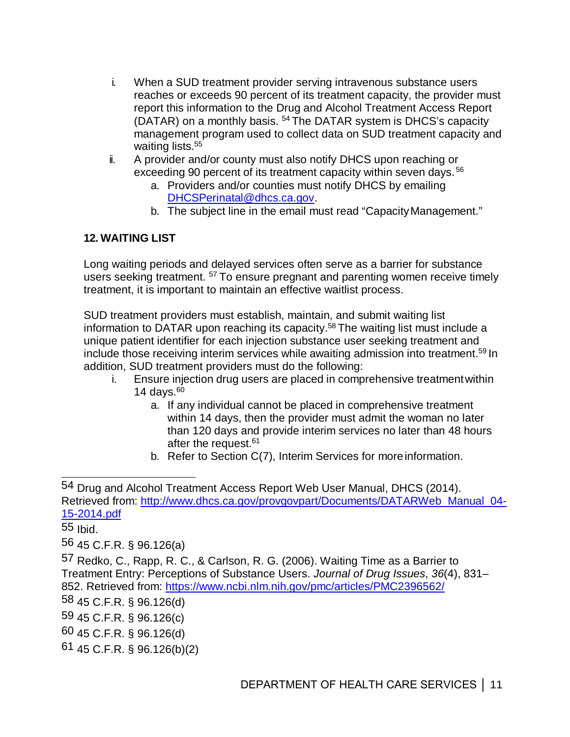i. When a SUD treatment provider serving intravenous substance users reaches or exceeds 90 percent of its treatment capacity, the provider must report this information to the Drug and Alcohol Treatment Access Report (DATAR) on a monthly basis. [54] The DATAR system is DHCS's capacity management program used to collect data on SUD treatment capacity and waiting lists.[55]

ii. A provider and/or county must also notify DHCS upon reaching or exceeding 90 percent of its treatment capacity within seven days. [56]
   a. Providers and/or counties must notify DHCS by emailing [DHCSPerinatal@dhcs.ca.gov](mailto:DHCSPerinatal@dhcs.ca.gov).
   b. The subject line in the email must read "Capacity Management."

### 12. WAITING LIST

Long waiting periods and delayed services often serve as a barrier for substance users seeking treatment. [57] To ensure pregnant and parenting women receive timely treatment, it is important to maintain an effective waitlist process.

SUD treatment providers must establish, maintain, and submit waiting list information to DATAR upon reaching its capacity.[58] The waiting list must include a unique patient identifier for each injection substance user seeking treatment and include those receiving interim services while awaiting admission into treatment.[59] In addition, SUD treatment providers must do the following:

i. Ensure injection drug users are placed in comprehensive treatment within 14 days.[60]
   a. If any individual cannot be placed in comprehensive treatment within 14 days, then the provider must admit the woman no later than 120 days and provide interim services no later than 48 hours after the request.[61]
   b. Refer to Section C(7), Interim Services for more information.

---

54 Drug and Alcohol Treatment Access Report Web User Manual, DHCS (2014). Retrieved from: [http://www.dhcs.ca.gov/provgovpart/Documents/DATARWeb_Manual_04-15-2014.pdf](http://www.dhcs.ca.gov/provgovpart/Documents/DATARWeb_Manual_04-15-2014.pdf)

55 Ibid.

56 45 C.F.R. § 96.126(a)

57 Redko, C., Rapp, R. C., & Carlson, R. G. (2006). Waiting Time as a Barrier to Treatment Entry: Perceptions of Substance Users. *Journal of Drug Issues*, *36*(4), 831–852. Retrieved from: [https://www.ncbi.nlm.nih.gov/pmc/articles/PMC2396562/](https://www.ncbi.nlm.nih.gov/pmc/articles/PMC2396562/)

58 45 C.F.R. § 96.126(d)

59 45 C.F.R. § 96.126(c)

60 45 C.F.R. § 96.126(d)

61 45 C.F.R. § 96.126(b)(2)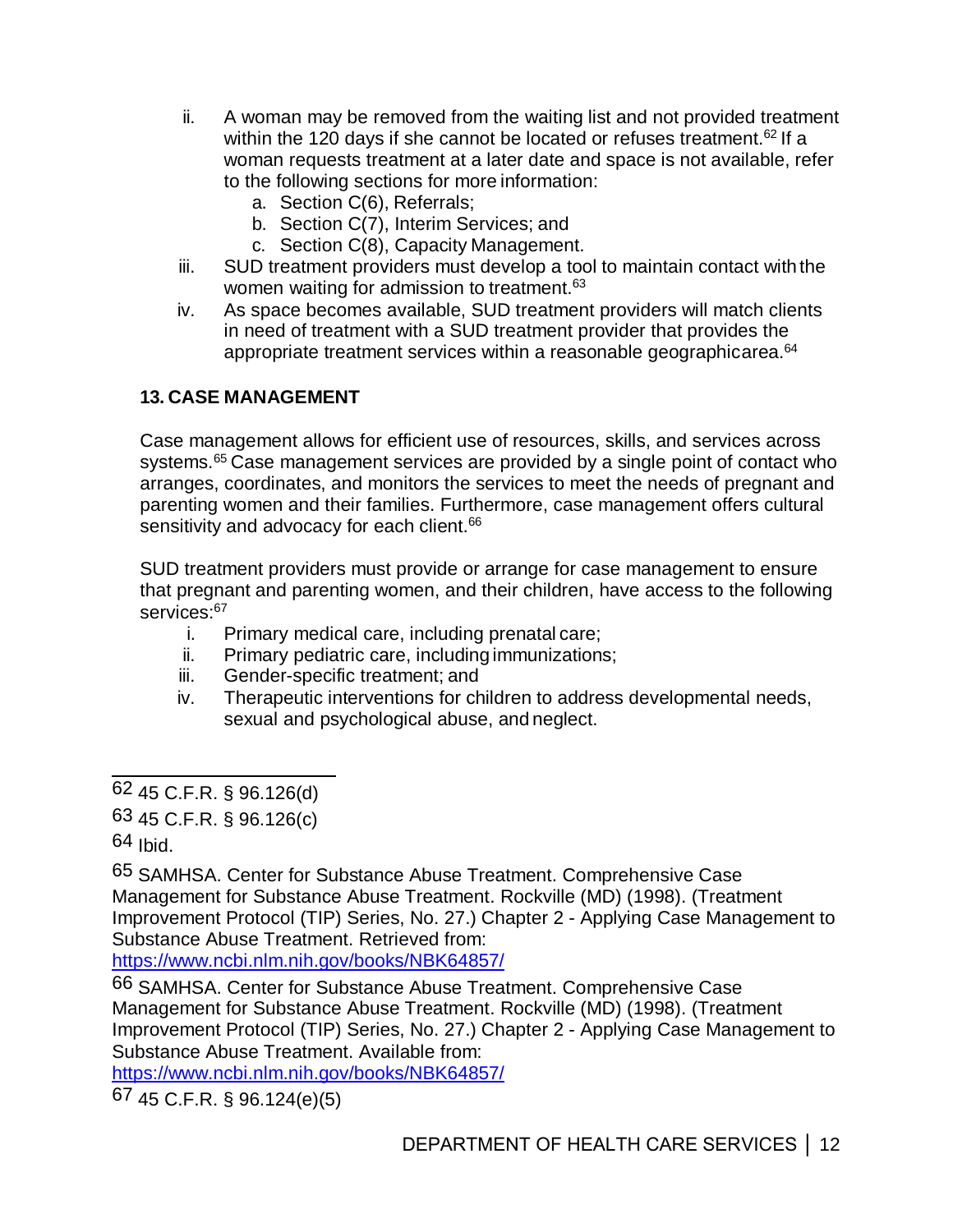ii. A woman may be removed from the waiting list and not provided treatment within the 120 days if she cannot be located or refuses treatment.[62] If a woman requests treatment at a later date and space is not available, refer to the following sections for more information:
   a. Section C(6), Referrals;
   b. Section C(7), Interim Services; and
   c. Section C(8), Capacity Management.

iii. SUD treatment providers must develop a tool to maintain contact with the women waiting for admission to treatment.[63]

iv. As space becomes available, SUD treatment providers will match clients in need of treatment with a SUD treatment provider that provides the appropriate treatment services within a reasonable geographic area.[64]

### 13. CASE MANAGEMENT

Case management allows for efficient use of resources, skills, and services across systems.[65] Case management services are provided by a single point of contact who arranges, coordinates, and monitors the services to meet the needs of pregnant and parenting women and their families. Furthermore, case management offers cultural sensitivity and advocacy for each client.[66]

SUD treatment providers must provide or arrange for case management to ensure that pregnant and parenting women, and their children, have access to the following services:[67]

i. Primary medical care, including prenatal care;
ii. Primary pediatric care, including immunizations;
iii. Gender-specific treatment; and
iv. Therapeutic interventions for children to address developmental needs, sexual and psychological abuse, and neglect.

---

62 45 C.F.R. § 96.126(d)

63 45 C.F.R. § 96.126(c)

64 Ibid.

65 SAMHSA. Center for Substance Abuse Treatment. Comprehensive Case Management for Substance Abuse Treatment. Rockville (MD) (1998). (Treatment Improvement Protocol (TIP) Series, No. 27.) Chapter 2 - Applying Case Management to Substance Abuse Treatment. Retrieved from: https://www.ncbi.nlm.nih.gov/books/NBK64857/

66 SAMHSA. Center for Substance Abuse Treatment. Comprehensive Case Management for Substance Abuse Treatment. Rockville (MD) (1998). (Treatment Improvement Protocol (TIP) Series, No. 27.) Chapter 2 - Applying Case Management to Substance Abuse Treatment. Available from: https://www.ncbi.nlm.nih.gov/books/NBK64857/

67 45 C.F.R. § 96.124(e)(5)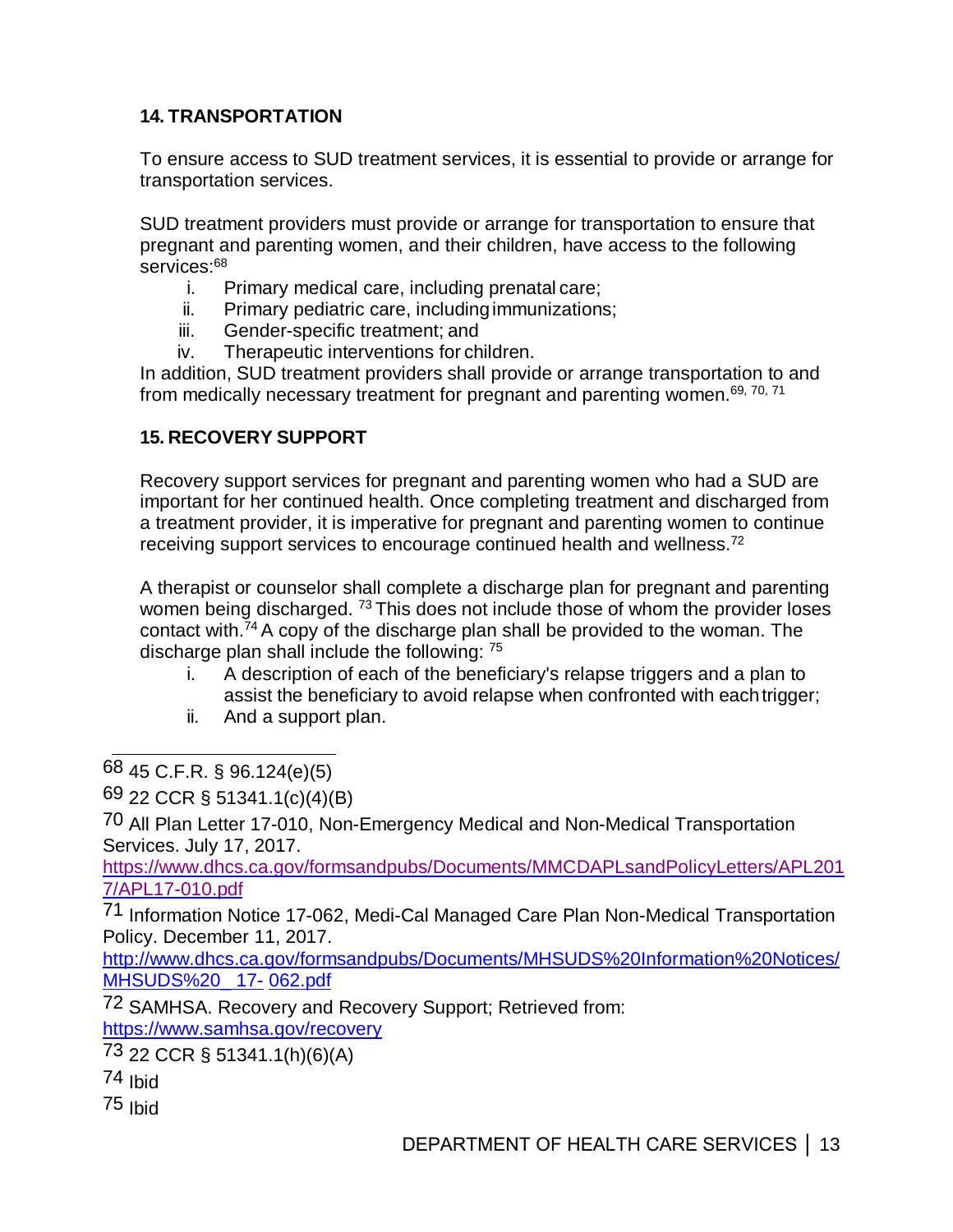## 14. TRANSPORTATION

To ensure access to SUD treatment services, it is essential to provide or arrange for transportation services.

SUD treatment providers must provide or arrange for transportation to ensure that pregnant and parenting women, and their children, have access to the following services:[68]

i. Primary medical care, including prenatal care;
ii. Primary pediatric care, including immunizations;
iii. Gender-specific treatment; and
iv. Therapeutic interventions for children.

In addition, SUD treatment providers shall provide or arrange transportation to and from medically necessary treatment for pregnant and parenting women.[69, 70, 71]

## 15. RECOVERY SUPPORT

Recovery support services for pregnant and parenting women who had a SUD are important for her continued health. Once completing treatment and discharged from a treatment provider, it is imperative for pregnant and parenting women to continue receiving support services to encourage continued health and wellness.[72]

A therapist or counselor shall complete a discharge plan for pregnant and parenting women being discharged. [73] This does not include those of whom the provider loses contact with.[74] A copy of the discharge plan shall be provided to the woman. The discharge plan shall include the following: [75]

i. A description of each of the beneficiary's relapse triggers and a plan to assist the beneficiary to avoid relapse when confronted with each trigger;
ii. And a support plan.

---

68 45 C.F.R. § 96.124(e)(5)

69 22 CCR § 51341.1(c)(4)(B)

70 All Plan Letter 17-010, Non-Emergency Medical and Non-Medical Transportation Services. July 17, 2017. https://www.dhcs.ca.gov/formsandpubs/Documents/MMCDAPLsandPolicyLetters/APL2017/APL17-010.pdf

71 Information Notice 17-062, Medi-Cal Managed Care Plan Non-Medical Transportation Policy. December 11, 2017. http://www.dhcs.ca.gov/formsandpubs/Documents/MHSUDS%20Information%20Notices/MHSUDS%20_17- 062.pdf

72 SAMHSA. Recovery and Recovery Support; Retrieved from: https://www.samhsa.gov/recovery

73 22 CCR § 51341.1(h)(6)(A)

74 Ibid

75 Ibid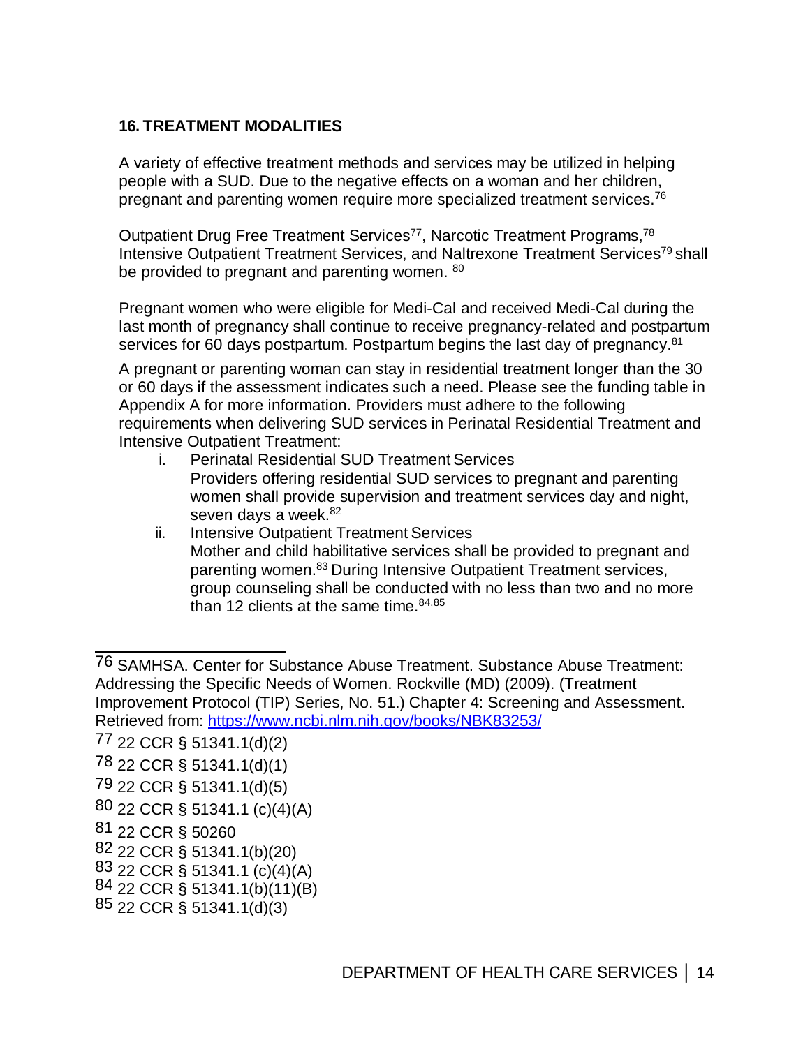## 16. TREATMENT MODALITIES

A variety of effective treatment methods and services may be utilized in helping people with a SUD. Due to the negative effects on a woman and her children, pregnant and parenting women require more specialized treatment services.[76]

Outpatient Drug Free Treatment Services[77], Narcotic Treatment Programs,[78] Intensive Outpatient Treatment Services, and Naltrexone Treatment Services[79] shall be provided to pregnant and parenting women. [80]

Pregnant women who were eligible for Medi-Cal and received Medi-Cal during the last month of pregnancy shall continue to receive pregnancy-related and postpartum services for 60 days postpartum. Postpartum begins the last day of pregnancy.[81]

A pregnant or parenting woman can stay in residential treatment longer than the 30 or 60 days if the assessment indicates such a need. Please see the funding table in Appendix A for more information. Providers must adhere to the following requirements when delivering SUD services in Perinatal Residential Treatment and Intensive Outpatient Treatment:

i. Perinatal Residential SUD Treatment Services
   Providers offering residential SUD services to pregnant and parenting women shall provide supervision and treatment services day and night, seven days a week.[82]

ii. Intensive Outpatient Treatment Services
   Mother and child habilitative services shall be provided to pregnant and parenting women.[83] During Intensive Outpatient Treatment services, group counseling shall be conducted with no less than two and no more than 12 clients at the same time.[84,85]

---

76 SAMHSA. Center for Substance Abuse Treatment. Substance Abuse Treatment: Addressing the Specific Needs of Women. Rockville (MD) (2009). (Treatment Improvement Protocol (TIP) Series, No. 51.) Chapter 4: Screening and Assessment. Retrieved from: https://www.ncbi.nlm.nih.gov/books/NBK83253/

77 22 CCR § 51341.1(d)(2)

78 22 CCR § 51341.1(d)(1)

79 22 CCR § 51341.1(d)(5)

80 22 CCR § 51341.1 (c)(4)(A)

81 22 CCR § 50260

82 22 CCR § 51341.1(b)(20)

83 22 CCR § 51341.1 (c)(4)(A)

84 22 CCR § 51341.1(b)(11)(B)

85 22 CCR § 51341.1(d)(3)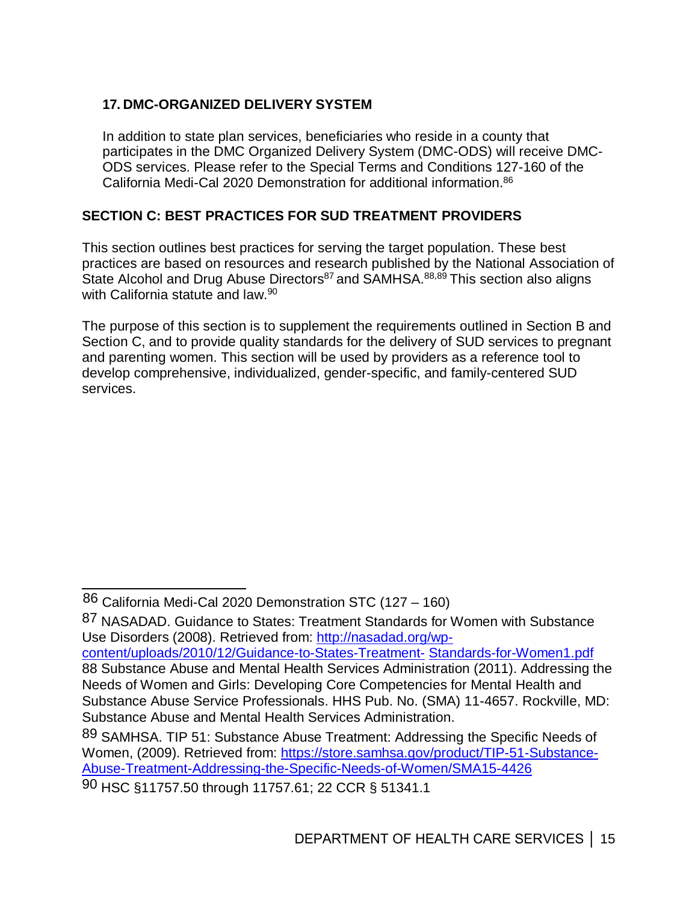### 17. DMC-ORGANIZED DELIVERY SYSTEM

In addition to state plan services, beneficiaries who reside in a county that participates in the DMC Organized Delivery System (DMC-ODS) will receive DMC-ODS services. Please refer to the Special Terms and Conditions 127-160 of the California Medi-Cal 2020 Demonstration for additional information.[86]

## SECTION C: BEST PRACTICES FOR SUD TREATMENT PROVIDERS

This section outlines best practices for serving the target population. These best practices are based on resources and research published by the National Association of State Alcohol and Drug Abuse Directors[87] and SAMHSA.[88,89] This section also aligns with California statute and law.[90]

The purpose of this section is to supplement the requirements outlined in Section B and Section C, and to provide quality standards for the delivery of SUD services to pregnant and parenting women. This section will be used by providers as a reference tool to develop comprehensive, individualized, gender-specific, and family-centered SUD services.

---

86 California Medi-Cal 2020 Demonstration STC (127 – 160)

87 NASADAD. Guidance to States: Treatment Standards for Women with Substance Use Disorders (2008). Retrieved from: http://nasadad.org/wp-content/uploads/2010/12/Guidance-to-States-Treatment- Standards-for-Women1.pdf

88 Substance Abuse and Mental Health Services Administration (2011). Addressing the Needs of Women and Girls: Developing Core Competencies for Mental Health and Substance Abuse Service Professionals. HHS Pub. No. (SMA) 11-4657. Rockville, MD: Substance Abuse and Mental Health Services Administration.

89 SAMHSA. TIP 51: Substance Abuse Treatment: Addressing the Specific Needs of Women, (2009). Retrieved from: https://store.samhsa.gov/product/TIP-51-Substance-Abuse-Treatment-Addressing-the-Specific-Needs-of-Women/SMA15-4426

90 HSC §11757.50 through 11757.61; 22 CCR § 51341.1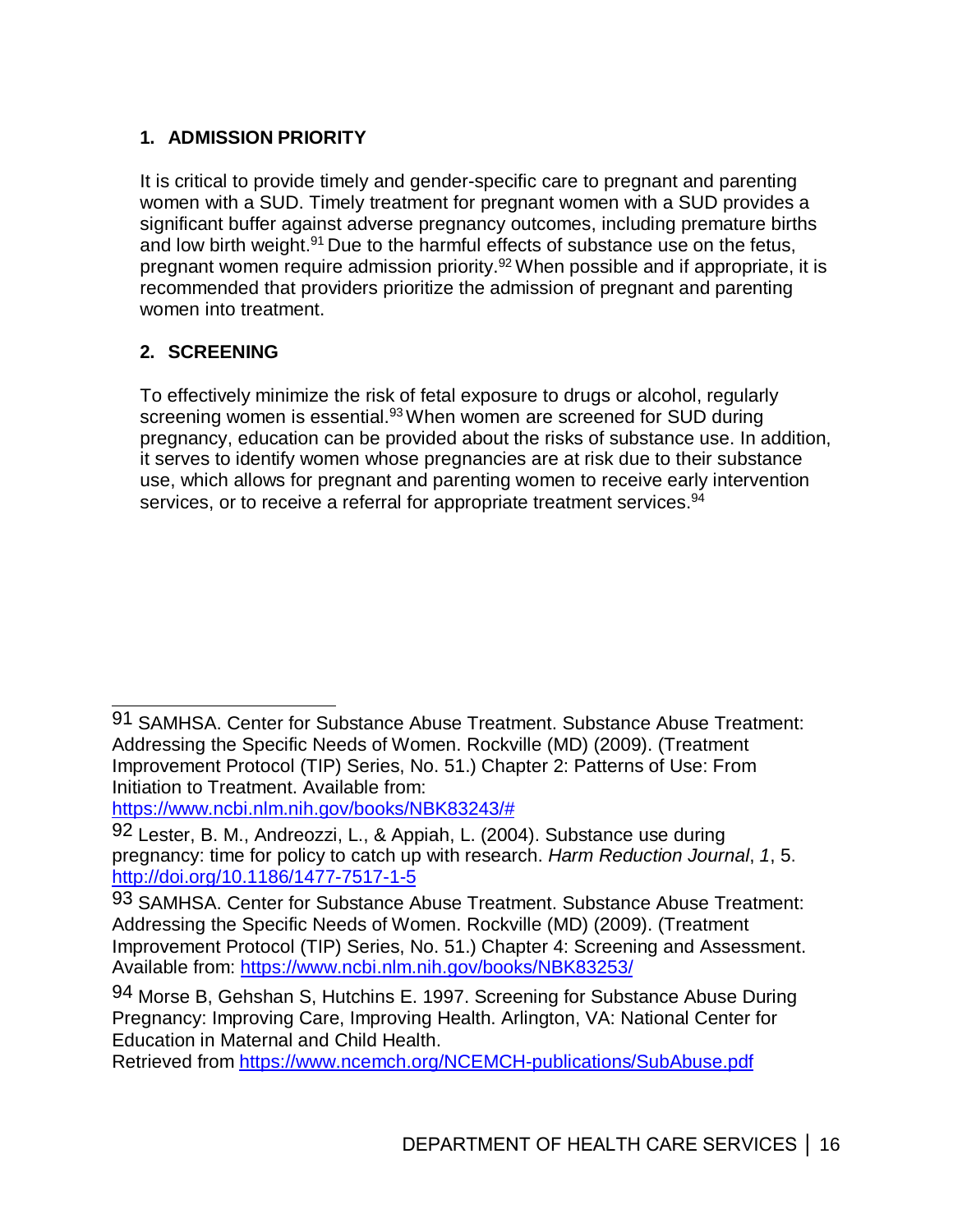## 1. ADMISSION PRIORITY

It is critical to provide timely and gender-specific care to pregnant and parenting women with a SUD. Timely treatment for pregnant women with a SUD provides a significant buffer against adverse pregnancy outcomes, including premature births and low birth weight.[91] Due to the harmful effects of substance use on the fetus, pregnant women require admission priority.[92] When possible and if appropriate, it is recommended that providers prioritize the admission of pregnant and parenting women into treatment.

## 2. SCREENING

To effectively minimize the risk of fetal exposure to drugs or alcohol, regularly screening women is essential.[93] When women are screened for SUD during pregnancy, education can be provided about the risks of substance use. In addition, it serves to identify women whose pregnancies are at risk due to their substance use, which allows for pregnant and parenting women to receive early intervention services, or to receive a referral for appropriate treatment services.[94]

---

[91] SAMHSA. Center for Substance Abuse Treatment. Substance Abuse Treatment: Addressing the Specific Needs of Women. Rockville (MD) (2009). (Treatment Improvement Protocol (TIP) Series, No. 51.) Chapter 2: Patterns of Use: From Initiation to Treatment. Available from: https://www.ncbi.nlm.nih.gov/books/NBK83243/#

[92] Lester, B. M., Andreozzi, L., & Appiah, L. (2004). Substance use during pregnancy: time for policy to catch up with research. *Harm Reduction Journal*, *1*, 5. http://doi.org/10.1186/1477-7517-1-5

[93] SAMHSA. Center for Substance Abuse Treatment. Substance Abuse Treatment: Addressing the Specific Needs of Women. Rockville (MD) (2009). (Treatment Improvement Protocol (TIP) Series, No. 51.) Chapter 4: Screening and Assessment. Available from: https://www.ncbi.nlm.nih.gov/books/NBK83253/

[94] Morse B, Gehshan S, Hutchins E. 1997. Screening for Substance Abuse During Pregnancy: Improving Care, Improving Health. Arlington, VA: National Center for Education in Maternal and Child Health.
Retrieved from https://www.ncemch.org/NCEMCH-publications/SubAbuse.pdf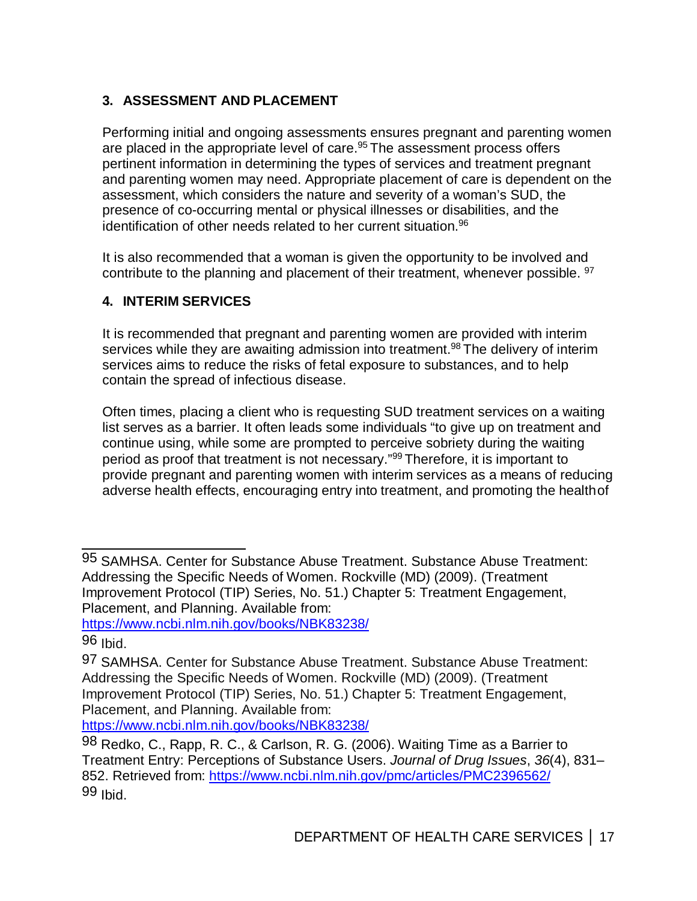### 3. ASSESSMENT AND PLACEMENT

Performing initial and ongoing assessments ensures pregnant and parenting women are placed in the appropriate level of care.[95] The assessment process offers pertinent information in determining the types of services and treatment pregnant and parenting women may need. Appropriate placement of care is dependent on the assessment, which considers the nature and severity of a woman's SUD, the presence of co-occurring mental or physical illnesses or disabilities, and the identification of other needs related to her current situation.[96]

It is also recommended that a woman is given the opportunity to be involved and contribute to the planning and placement of their treatment, whenever possible. [97]

### 4. INTERIM SERVICES

It is recommended that pregnant and parenting women are provided with interim services while they are awaiting admission into treatment.[98] The delivery of interim services aims to reduce the risks of fetal exposure to substances, and to help contain the spread of infectious disease.

Often times, placing a client who is requesting SUD treatment services on a waiting list serves as a barrier. It often leads some individuals "to give up on treatment and continue using, while some are prompted to perceive sobriety during the waiting period as proof that treatment is not necessary."[99] Therefore, it is important to provide pregnant and parenting women with interim services as a means of reducing adverse health effects, encouraging entry into treatment, and promoting the health of

---

95 SAMHSA. Center for Substance Abuse Treatment. Substance Abuse Treatment: Addressing the Specific Needs of Women. Rockville (MD) (2009). (Treatment Improvement Protocol (TIP) Series, No. 51.) Chapter 5: Treatment Engagement, Placement, and Planning. Available from: https://www.ncbi.nlm.nih.gov/books/NBK83238/

96 Ibid.

97 SAMHSA. Center for Substance Abuse Treatment. Substance Abuse Treatment: Addressing the Specific Needs of Women. Rockville (MD) (2009). (Treatment Improvement Protocol (TIP) Series, No. 51.) Chapter 5: Treatment Engagement, Placement, and Planning. Available from: https://www.ncbi.nlm.nih.gov/books/NBK83238/

98 Redko, C., Rapp, R. C., & Carlson, R. G. (2006). Waiting Time as a Barrier to Treatment Entry: Perceptions of Substance Users. *Journal of Drug Issues*, *36*(4), 831–852. Retrieved from: https://www.ncbi.nlm.nih.gov/pmc/articles/PMC2396562/

99 Ibid.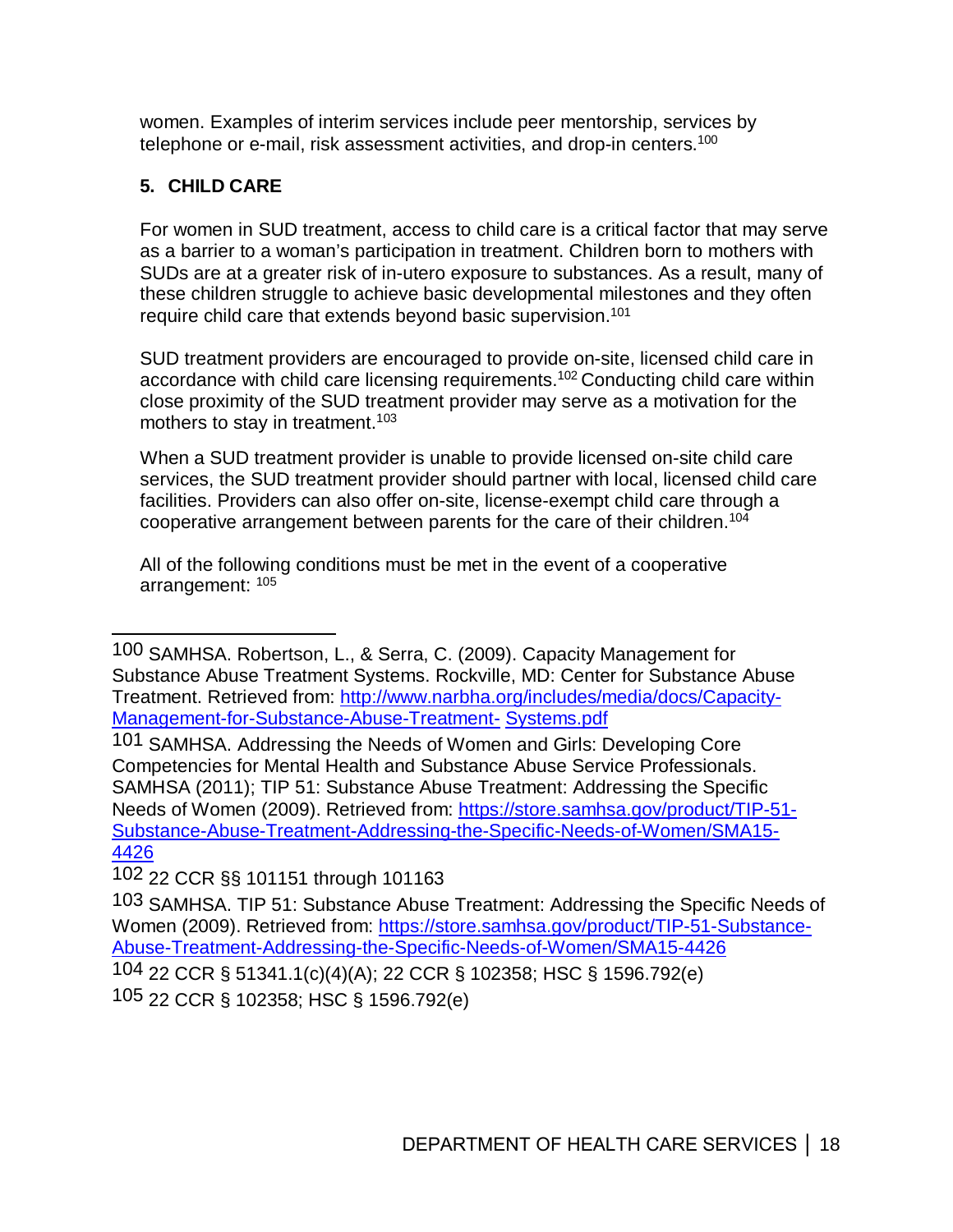women. Examples of interim services include peer mentorship, services by telephone or e-mail, risk assessment activities, and drop-in centers.[100]

### 5. CHILD CARE

For women in SUD treatment, access to child care is a critical factor that may serve as a barrier to a woman's participation in treatment. Children born to mothers with SUDs are at a greater risk of in-utero exposure to substances. As a result, many of these children struggle to achieve basic developmental milestones and they often require child care that extends beyond basic supervision.[101]

SUD treatment providers are encouraged to provide on-site, licensed child care in accordance with child care licensing requirements.[102] Conducting child care within close proximity of the SUD treatment provider may serve as a motivation for the mothers to stay in treatment.[103]

When a SUD treatment provider is unable to provide licensed on-site child care services, the SUD treatment provider should partner with local, licensed child care facilities. Providers can also offer on-site, license-exempt child care through a cooperative arrangement between parents for the care of their children.[104]

All of the following conditions must be met in the event of a cooperative arrangement: [105]

---

100 SAMHSA. Robertson, L., & Serra, C. (2009). Capacity Management for Substance Abuse Treatment Systems. Rockville, MD: Center for Substance Abuse Treatment. Retrieved from: [http://www.narbha.org/includes/media/docs/Capacity-Management-for-Substance-Abuse-Treatment- Systems.pdf](http://www.narbha.org/includes/media/docs/Capacity-Management-for-Substance-Abuse-Treatment-Systems.pdf)

101 SAMHSA. Addressing the Needs of Women and Girls: Developing Core Competencies for Mental Health and Substance Abuse Service Professionals. SAMHSA (2011); TIP 51: Substance Abuse Treatment: Addressing the Specific Needs of Women (2009). Retrieved from: [https://store.samhsa.gov/product/TIP-51-Substance-Abuse-Treatment-Addressing-the-Specific-Needs-of-Women/SMA15-4426](https://store.samhsa.gov/product/TIP-51-Substance-Abuse-Treatment-Addressing-the-Specific-Needs-of-Women/SMA15-4426)

102 22 CCR §§ 101151 through 101163

103 SAMHSA. TIP 51: Substance Abuse Treatment: Addressing the Specific Needs of Women (2009). Retrieved from: [https://store.samhsa.gov/product/TIP-51-Substance-Abuse-Treatment-Addressing-the-Specific-Needs-of-Women/SMA15-4426](https://store.samhsa.gov/product/TIP-51-Substance-Abuse-Treatment-Addressing-the-Specific-Needs-of-Women/SMA15-4426)

104 22 CCR § 51341.1(c)(4)(A); 22 CCR § 102358; HSC § 1596.792(e)

105 22 CCR § 102358; HSC § 1596.792(e)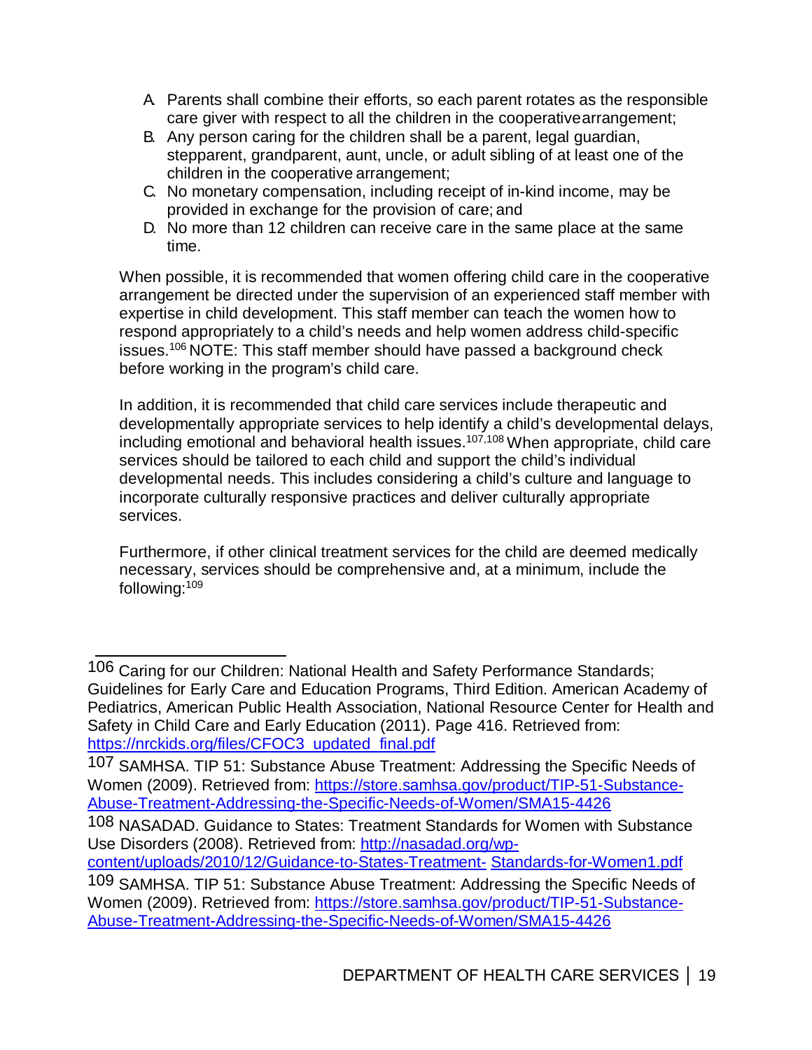A. Parents shall combine their efforts, so each parent rotates as the responsible care giver with respect to all the children in the cooperative arrangement;
B. Any person caring for the children shall be a parent, legal guardian, stepparent, grandparent, aunt, uncle, or adult sibling of at least one of the children in the cooperative arrangement;
C. No monetary compensation, including receipt of in-kind income, may be provided in exchange for the provision of care; and
D. No more than 12 children can receive care in the same place at the same time.

When possible, it is recommended that women offering child care in the cooperative arrangement be directed under the supervision of an experienced staff member with expertise in child development. This staff member can teach the women how to respond appropriately to a child's needs and help women address child-specific issues.[106] NOTE: This staff member should have passed a background check before working in the program's child care.

In addition, it is recommended that child care services include therapeutic and developmentally appropriate services to help identify a child's developmental delays, including emotional and behavioral health issues.[107,108] When appropriate, child care services should be tailored to each child and support the child's individual developmental needs. This includes considering a child's culture and language to incorporate culturally responsive practices and deliver culturally appropriate services.

Furthermore, if other clinical treatment services for the child are deemed medically necessary, services should be comprehensive and, at a minimum, include the following:[109]

---

106 Caring for our Children: National Health and Safety Performance Standards; Guidelines for Early Care and Education Programs, Third Edition. American Academy of Pediatrics, American Public Health Association, National Resource Center for Health and Safety in Child Care and Early Education (2011). Page 416. Retrieved from: https://nrckids.org/files/CFOC3_updated_final.pdf

107 SAMHSA. TIP 51: Substance Abuse Treatment: Addressing the Specific Needs of Women (2009). Retrieved from: https://store.samhsa.gov/product/TIP-51-Substance-Abuse-Treatment-Addressing-the-Specific-Needs-of-Women/SMA15-4426

108 NASADAD. Guidance to States: Treatment Standards for Women with Substance Use Disorders (2008). Retrieved from: http://nasadad.org/wp-content/uploads/2010/12/Guidance-to-States-Treatment- Standards-for-Women1.pdf

109 SAMHSA. TIP 51: Substance Abuse Treatment: Addressing the Specific Needs of Women (2009). Retrieved from: https://store.samhsa.gov/product/TIP-51-Substance-Abuse-Treatment-Addressing-the-Specific-Needs-of-Women/SMA15-4426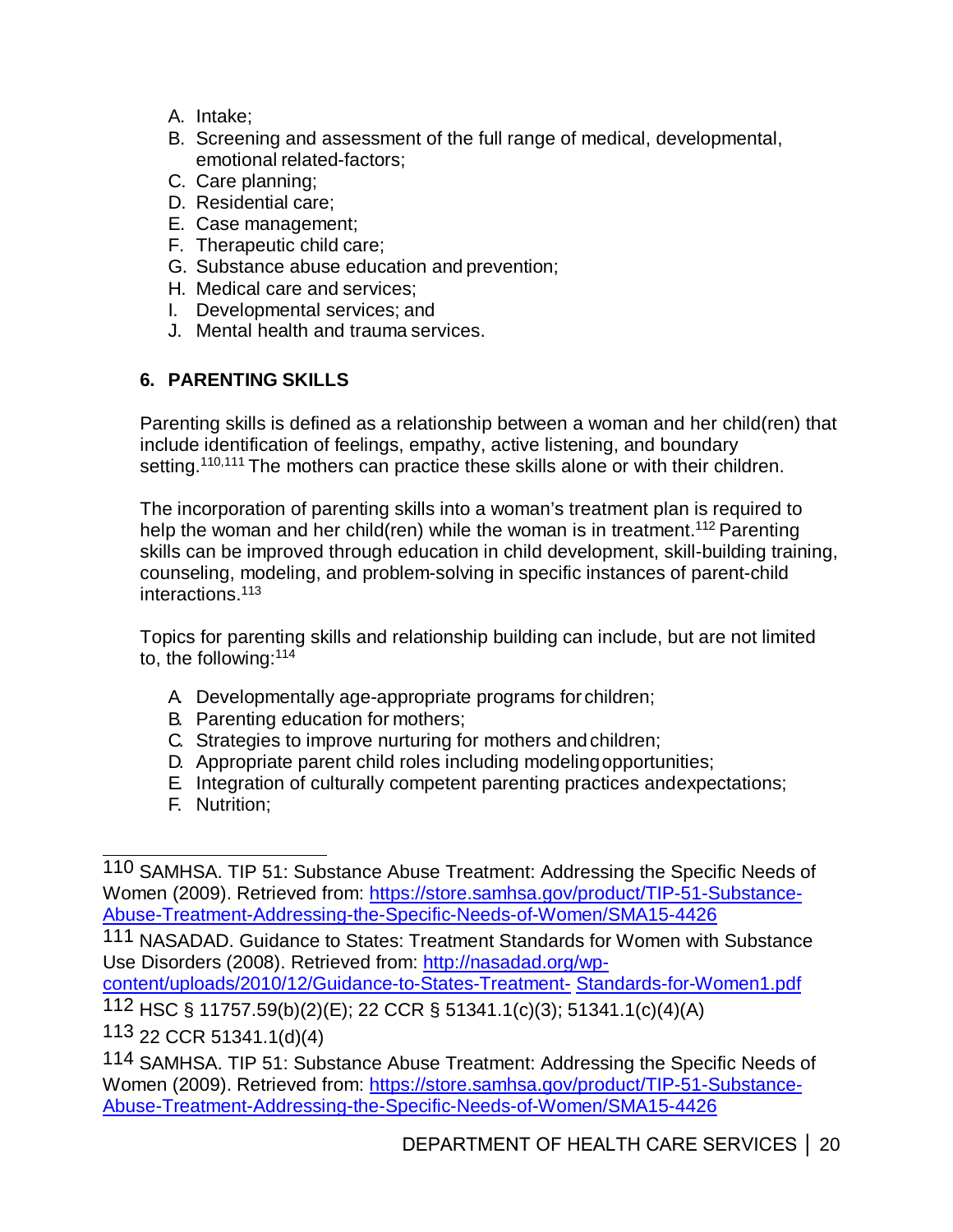A. Intake;
B. Screening and assessment of the full range of medical, developmental, emotional related-factors;
C. Care planning;
D. Residential care;
E. Case management;
F. Therapeutic child care;
G. Substance abuse education and prevention;
H. Medical care and services;
I. Developmental services; and
J. Mental health and trauma services.

## 6. PARENTING SKILLS

Parenting skills is defined as a relationship between a woman and her child(ren) that include identification of feelings, empathy, active listening, and boundary setting.[110,111] The mothers can practice these skills alone or with their children.

The incorporation of parenting skills into a woman's treatment plan is required to help the woman and her child(ren) while the woman is in treatment.[112] Parenting skills can be improved through education in child development, skill-building training, counseling, modeling, and problem-solving in specific instances of parent-child interactions.[113]

Topics for parenting skills and relationship building can include, but are not limited to, the following:[114]

A. Developmentally age-appropriate programs for children;
B. Parenting education for mothers;
C. Strategies to improve nurturing for mothers and children;
D. Appropriate parent child roles including modeling opportunities;
E. Integration of culturally competent parenting practices and expectations;
F. Nutrition;

---

110 SAMHSA. TIP 51: Substance Abuse Treatment: Addressing the Specific Needs of Women (2009). Retrieved from: https://store.samhsa.gov/product/TIP-51-Substance-Abuse-Treatment-Addressing-the-Specific-Needs-of-Women/SMA15-4426

111 NASADAD. Guidance to States: Treatment Standards for Women with Substance Use Disorders (2008). Retrieved from: http://nasadad.org/wp-content/uploads/2010/12/Guidance-to-States-Treatment- Standards-for-Women1.pdf

112 HSC § 11757.59(b)(2)(E); 22 CCR § 51341.1(c)(3); 51341.1(c)(4)(A)

113 22 CCR 51341.1(d)(4)

114 SAMHSA. TIP 51: Substance Abuse Treatment: Addressing the Specific Needs of Women (2009). Retrieved from: https://store.samhsa.gov/product/TIP-51-Substance-Abuse-Treatment-Addressing-the-Specific-Needs-of-Women/SMA15-4426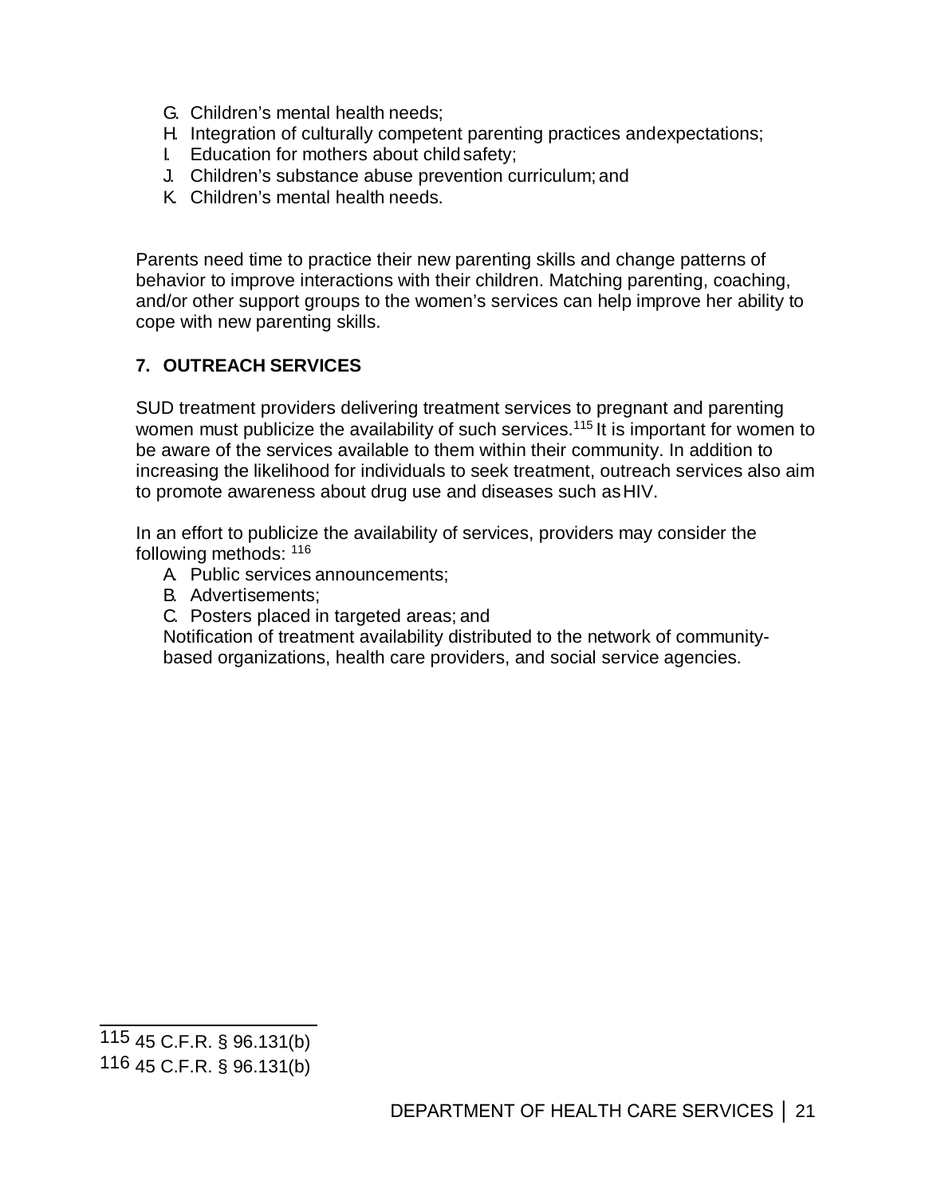G. Children's mental health needs;
H. Integration of culturally competent parenting practices and expectations;
I. Education for mothers about child safety;
J. Children's substance abuse prevention curriculum; and
K. Children's mental health needs.

Parents need time to practice their new parenting skills and change patterns of behavior to improve interactions with their children. Matching parenting, coaching, and/or other support groups to the women's services can help improve her ability to cope with new parenting skills.

## 7. OUTREACH SERVICES

SUD treatment providers delivering treatment services to pregnant and parenting women must publicize the availability of such services.[115] It is important for women to be aware of the services available to them within their community. In addition to increasing the likelihood for individuals to seek treatment, outreach services also aim to promote awareness about drug use and diseases such as HIV.

In an effort to publicize the availability of services, providers may consider the following methods: [116]

A. Public services announcements;
B. Advertisements;
C. Posters placed in targeted areas; and

Notification of treatment availability distributed to the network of community-based organizations, health care providers, and social service agencies.

---

115 45 C.F.R. § 96.131(b)

116 45 C.F.R. § 96.131(b)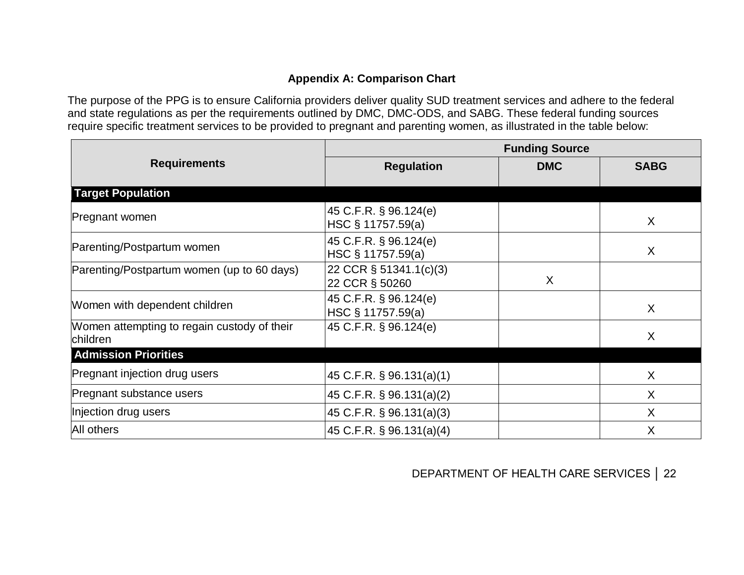### Appendix A: Comparison Chart

The purpose of the PPG is to ensure California providers deliver quality SUD treatment services and adhere to the federal and state regulations as per the requirements outlined by DMC, DMC-ODS, and SABG. These federal funding sources require specific treatment services to be provided to pregnant and parenting women, as illustrated in the table below:

| Requirements | Funding Source | | |
|---|---|---|---|
| | **Regulation** | **DMC** | **SABG** |
| **Target Population** | | | |
| Pregnant women | 45 C.F.R. § 96.124(e)<br>HSC § 11757.59(a) | | X |
| Parenting/Postpartum women | 45 C.F.R. § 96.124(e)<br>HSC § 11757.59(a) | | X |
| Parenting/Postpartum women (up to 60 days) | 22 CCR § 51341.1(c)(3)<br>22 CCR § 50260 | X | |
| Women with dependent children | 45 C.F.R. § 96.124(e)<br>HSC § 11757.59(a) | | X |
| Women attempting to regain custody of their children | 45 C.F.R. § 96.124(e) | | X |
| **Admission Priorities** | | | |
| Pregnant injection drug users | 45 C.F.R. § 96.131(a)(1) | | X |
| Pregnant substance users | 45 C.F.R. § 96.131(a)(2) | | X |
| Injection drug users | 45 C.F.R. § 96.131(a)(3) | | X |
| All others | 45 C.F.R. § 96.131(a)(4) | | X |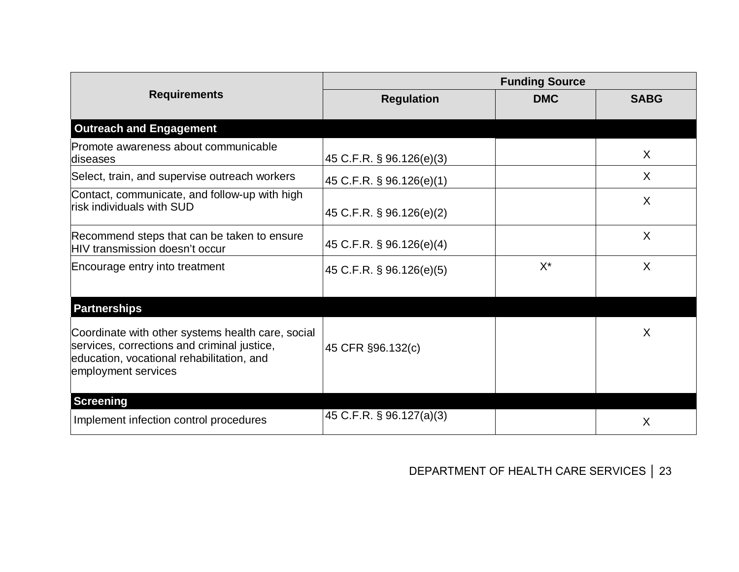| Requirements | Funding Source | | |
|---|---|---|---|
| | **Regulation** | **DMC** | **SABG** |
| **Outreach and Engagement** | | | |
| Promote awareness about communicable diseases | 45 C.F.R. § 96.126(e)(3) | | X |
| Select, train, and supervise outreach workers | 45 C.F.R. § 96.126(e)(1) | | X |
| Contact, communicate, and follow-up with high risk individuals with SUD | 45 C.F.R. § 96.126(e)(2) | | X |
| Recommend steps that can be taken to ensure HIV transmission doesn't occur | 45 C.F.R. § 96.126(e)(4) | | X |
| Encourage entry into treatment | 45 C.F.R. § 96.126(e)(5) | X* | X |
| **Partnerships** | | | |
| Coordinate with other systems health care, social services, corrections and criminal justice, education, vocational rehabilitation, and employment services | 45 CFR §96.132(c) | | X |
| **Screening** | | | |
| Implement infection control procedures | 45 C.F.R. § 96.127(a)(3) | | X |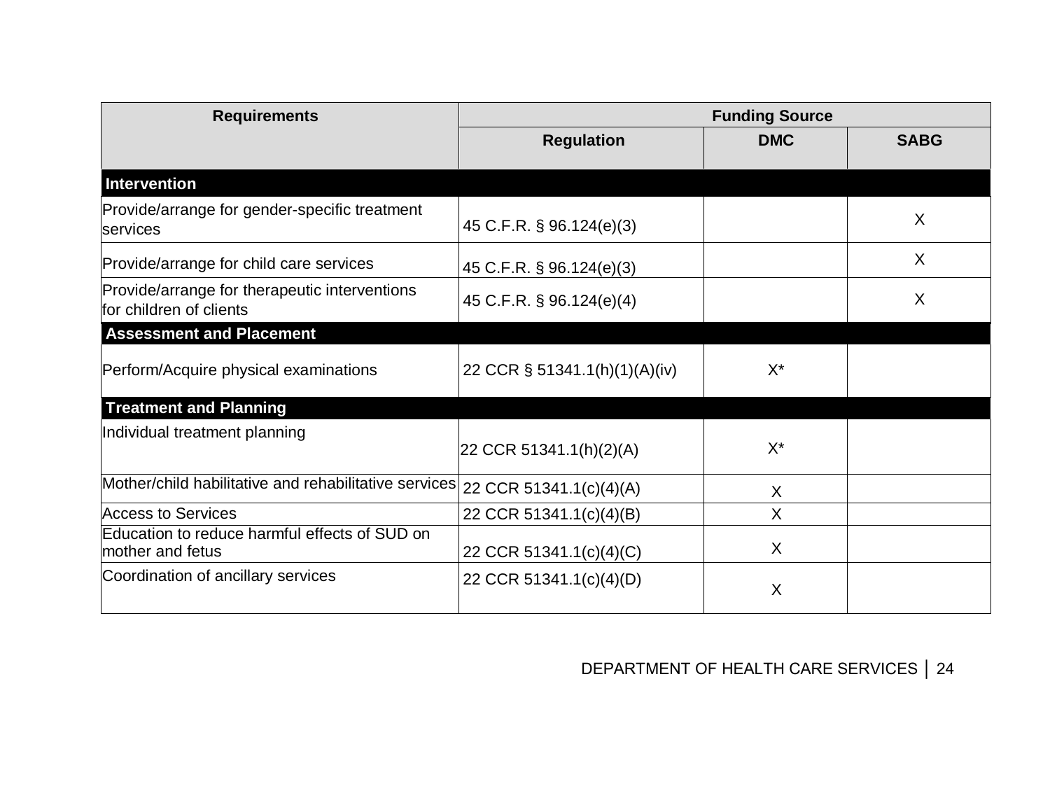| Requirements | Funding Source | | |
|---|---|---|---|
| | Regulation | DMC | SABG |
| **Intervention** | | | |
| Provide/arrange for gender-specific treatment services | 45 C.F.R. § 96.124(e)(3) | | X |
| Provide/arrange for child care services | 45 C.F.R. § 96.124(e)(3) | | X |
| Provide/arrange for therapeutic interventions for children of clients | 45 C.F.R. § 96.124(e)(4) | | X |
| **Assessment and Placement** | | | |
| Perform/Acquire physical examinations | 22 CCR § 51341.1(h)(1)(A)(iv) | X* | |
| **Treatment and Planning** | | | |
| Individual treatment planning | 22 CCR 51341.1(h)(2)(A) | X* | |
| Mother/child habilitative and rehabilitative services | 22 CCR 51341.1(c)(4)(A) | X | |
| Access to Services | 22 CCR 51341.1(c)(4)(B) | X | |
| Education to reduce harmful effects of SUD on mother and fetus | 22 CCR 51341.1(c)(4)(C) | X | |
| Coordination of ancillary services | 22 CCR 51341.1(c)(4)(D) | X | |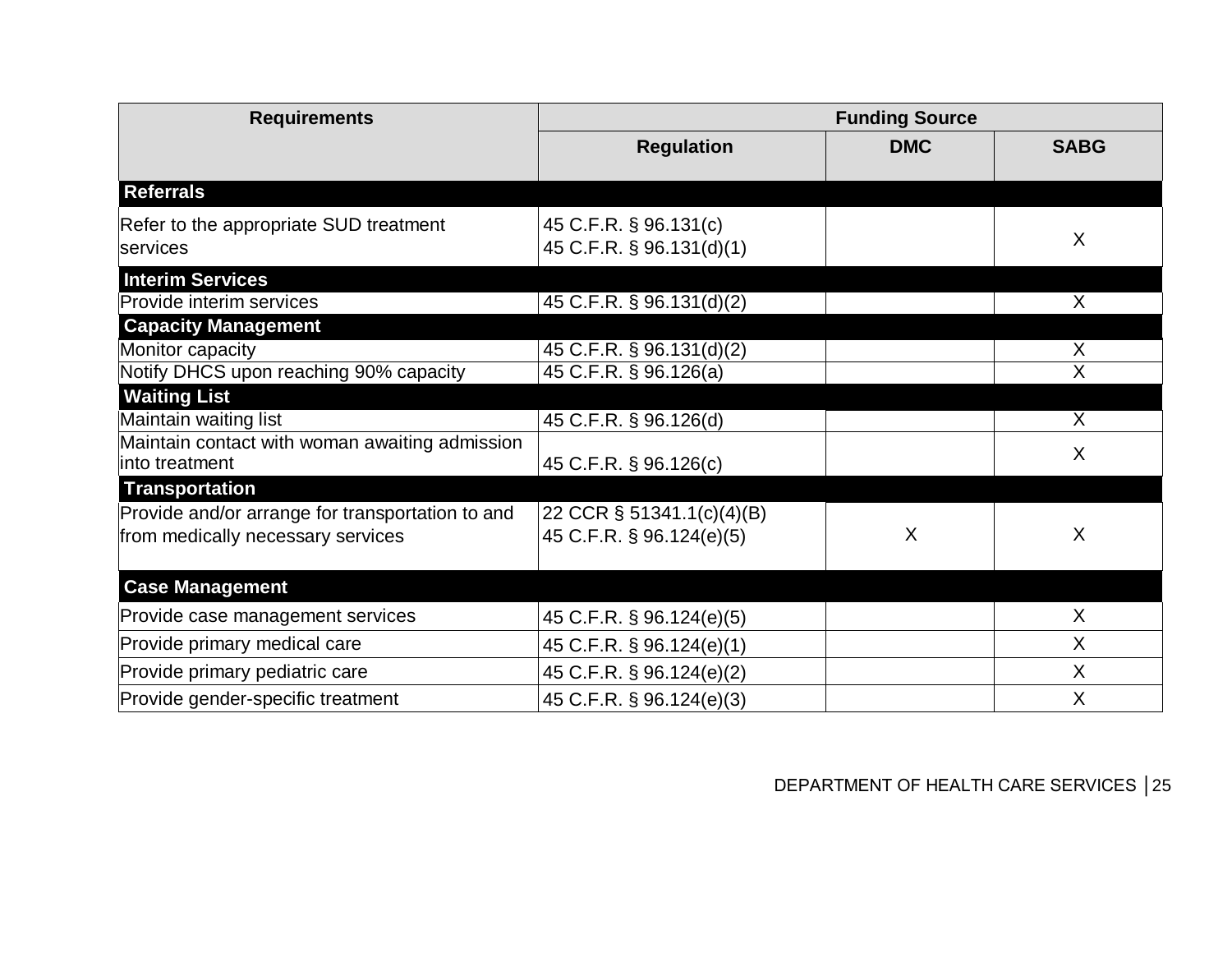| Requirements | Funding Source | | |
|---|---|---|---|
| | **Regulation** | **DMC** | **SABG** |
| **Referrals** | | | |
| Refer to the appropriate SUD treatment services | 45 C.F.R. § 96.131(c)<br>45 C.F.R. § 96.131(d)(1) | | X |
| **Interim Services** | | | |
| Provide interim services | 45 C.F.R. § 96.131(d)(2) | | X |
| **Capacity Management** | | | |
| Monitor capacity | 45 C.F.R. § 96.131(d)(2) | | X |
| Notify DHCS upon reaching 90% capacity | 45 C.F.R. § 96.126(a) | | X |
| **Waiting List** | | | |
| Maintain waiting list | 45 C.F.R. § 96.126(d) | | X |
| Maintain contact with woman awaiting admission into treatment | 45 C.F.R. § 96.126(c) | | X |
| **Transportation** | | | |
| Provide and/or arrange for transportation to and from medically necessary services | 22 CCR § 51341.1(c)(4)(B)<br>45 C.F.R. § 96.124(e)(5) | X | X |
| **Case Management** | | | |
| Provide case management services | 45 C.F.R. § 96.124(e)(5) | | X |
| Provide primary medical care | 45 C.F.R. § 96.124(e)(1) | | X |
| Provide primary pediatric care | 45 C.F.R. § 96.124(e)(2) | | X |
| Provide gender-specific treatment | 45 C.F.R. § 96.124(e)(3) | | X |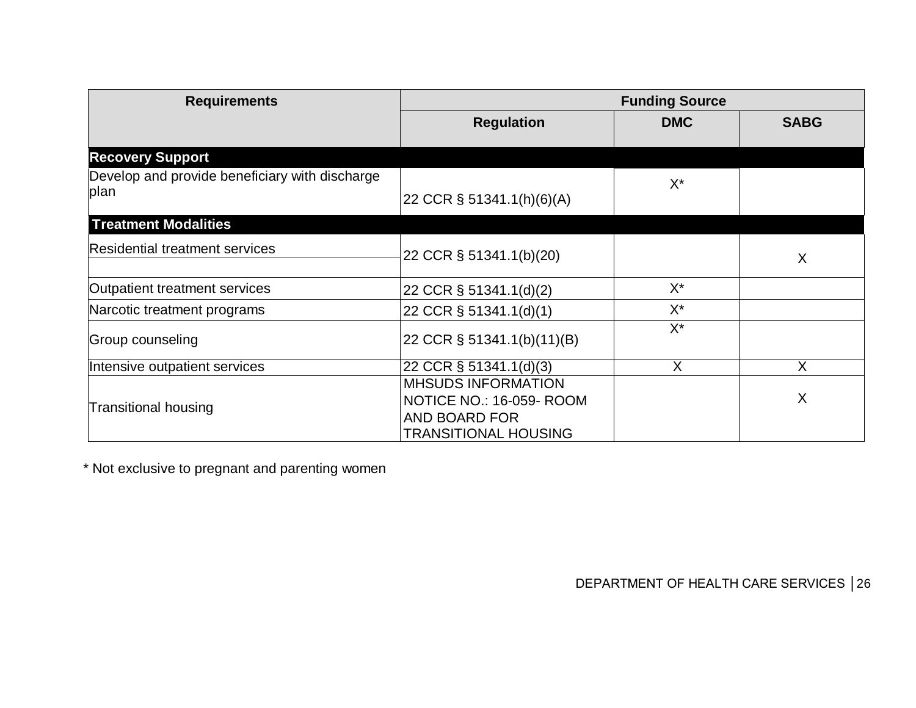| Requirements | Funding Source | | |
| --- | --- | --- | --- |
| | Regulation | DMC | SABG |
| **Recovery Support** | | | |
| Develop and provide beneficiary with discharge plan | 22 CCR § 51341.1(h)(6)(A) | X* | |
| **Treatment Modalities** | | | |
| Residential treatment services | 22 CCR § 51341.1(b)(20) | | X |
| Outpatient treatment services | 22 CCR § 51341.1(d)(2) | X* | |
| Narcotic treatment programs | 22 CCR § 51341.1(d)(1) | X* | |
| Group counseling | 22 CCR § 51341.1(b)(11)(B) | X* | |
| Intensive outpatient services | 22 CCR § 51341.1(d)(3) | X | X |
| Transitional housing | MHSUDS INFORMATION NOTICE NO.: 16-059- ROOM AND BOARD FOR TRANSITIONAL HOUSING | | X |

* Not exclusive to pregnant and parenting women